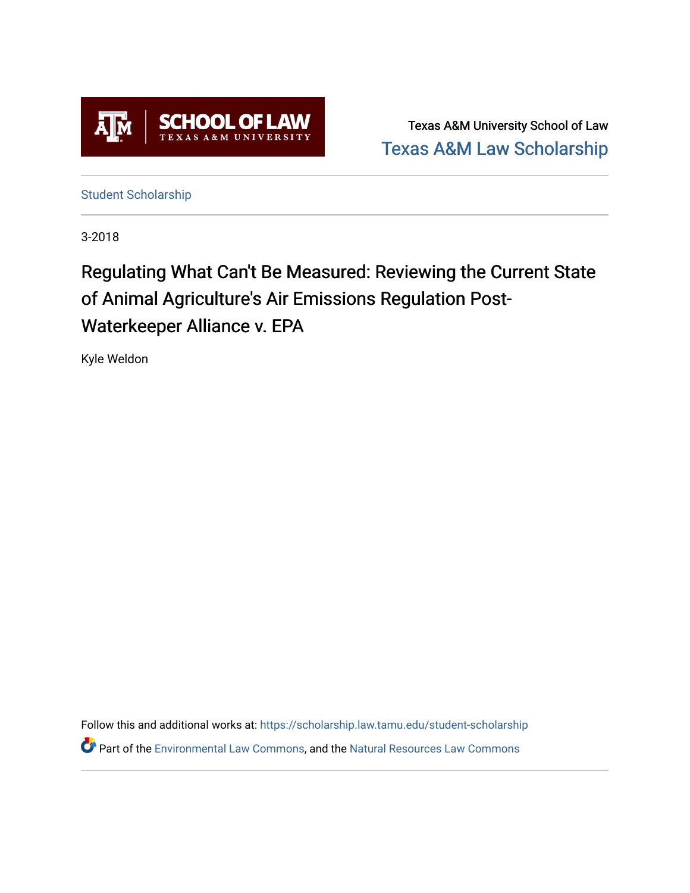Texas A&M University School of Law

Texas A&M Law Scholarship

Student Scholarship

3-2018

# Regulating What Can't Be Measured: Reviewing the Current State of Animal Agriculture's Air Emissions Regulation Post-Waterkeeper Alliance v. EPA

Kyle Weldon

Follow this and additional works at: https://scholarship.law.tamu.edu/student-scholarship

Part of the Environmental Law Commons, and the Natural Resources Law Commons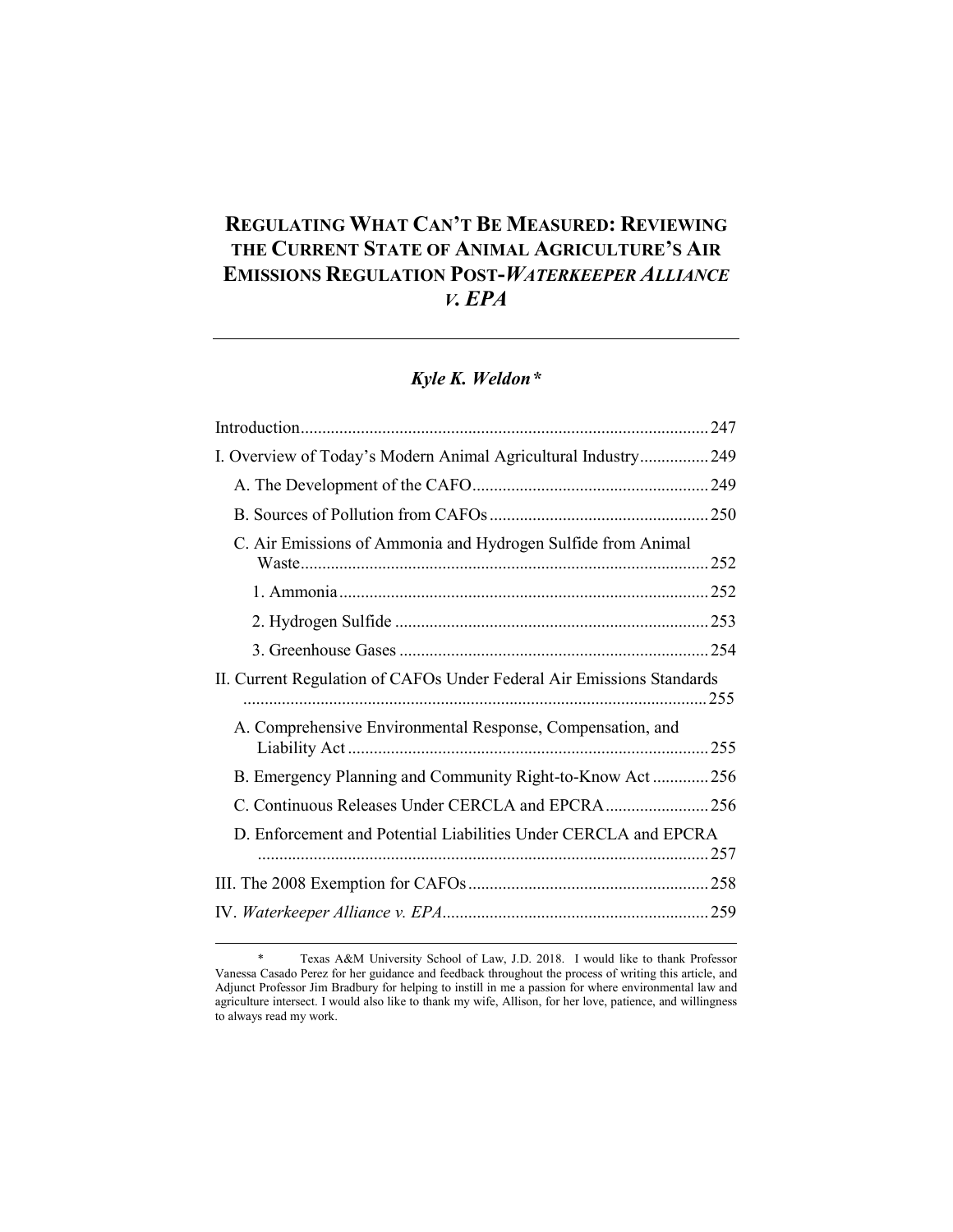# REGULATING WHAT CAN'T BE MEASURED: REVIEWING THE CURRENT STATE OF ANIMAL AGRICULTURE'S AIR EMISSIONS REGULATION POST-*WATERKEEPER ALLIANCE V. EPA*

***Kyle K. Weldon****

Introduction .......... 247

I. Overview of Today's Modern Animal Agricultural Industry .......... 249

- A. The Development of the CAFO .......... 249
- B. Sources of Pollution from CAFOs .......... 250
- C. Air Emissions of Ammonia and Hydrogen Sulfide from Animal Waste .......... 252
  - 1. Ammonia .......... 252
  - 2. Hydrogen Sulfide .......... 253
  - 3. Greenhouse Gases .......... 254

II. Current Regulation of CAFOs Under Federal Air Emissions Standards .......... 255

- A. Comprehensive Environmental Response, Compensation, and Liability Act .......... 255
- B. Emergency Planning and Community Right-to-Know Act .......... 256
- C. Continuous Releases Under CERCLA and EPCRA .......... 256
- D. Enforcement and Potential Liabilities Under CERCLA and EPCRA .......... 257

III. The 2008 Exemption for CAFOs .......... 258

IV. *Waterkeeper Alliance v. EPA* .......... 259

---

\* Texas A&M University School of Law, J.D. 2018. I would like to thank Professor Vanessa Casado Perez for her guidance and feedback throughout the process of writing this article, and Adjunct Professor Jim Bradbury for helping to instill in me a passion for where environmental law and agriculture intersect. I would also like to thank my wife, Allison, for her love, patience, and willingness to always read my work.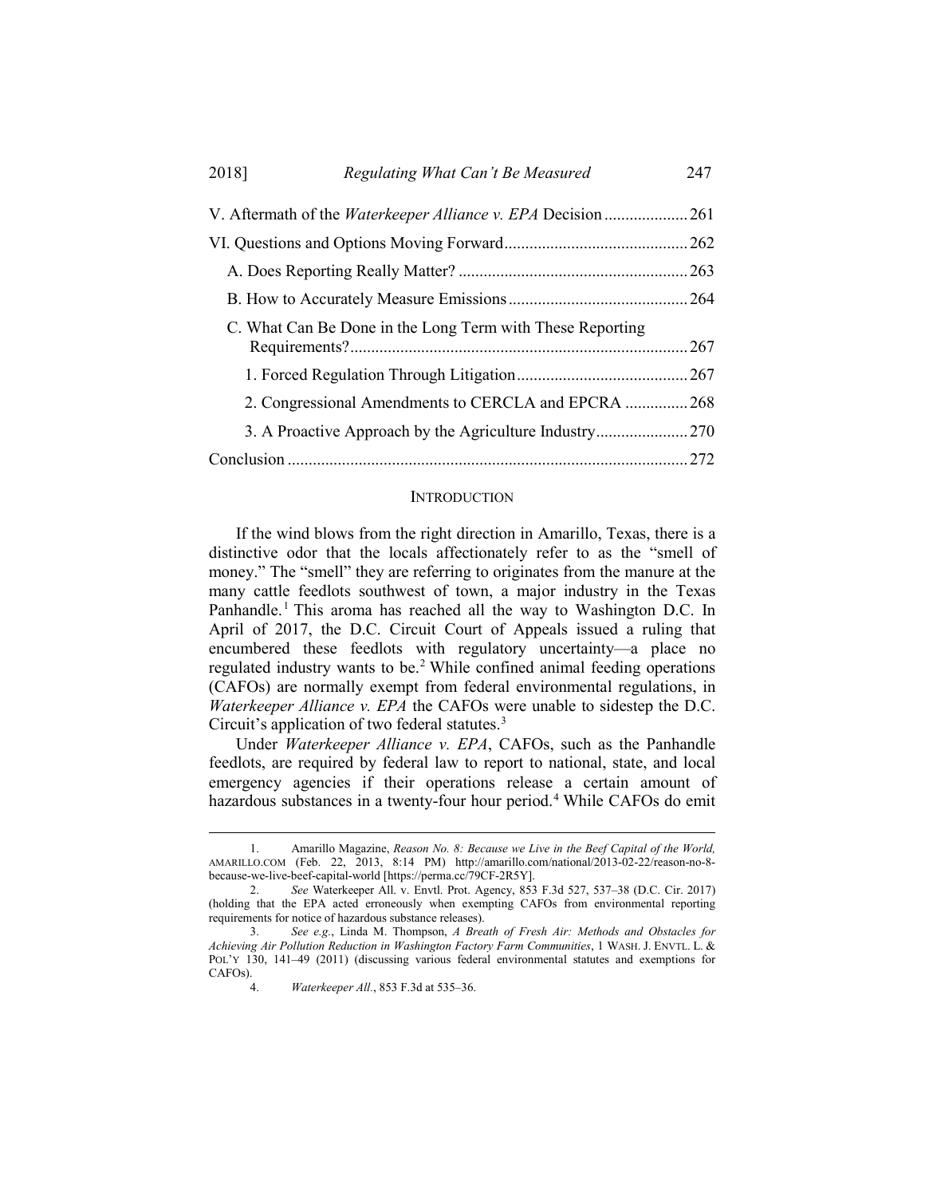V. Aftermath of the *Waterkeeper Alliance v. EPA* Decision .................... 261

VI. Questions and Options Moving Forward ........................................... 262

A. Does Reporting Really Matter? ....................................................... 263

B. How to Accurately Measure Emissions ........................................... 264

C. What Can Be Done in the Long Term with These Reporting Requirements? ................................................................................. 267

1. Forced Regulation Through Litigation ......................................... 267

2. Congressional Amendments to CERCLA and EPCRA ............... 268

3. A Proactive Approach by the Agriculture Industry ...................... 270

Conclusion ............................................................................................... 272

## INTRODUCTION

If the wind blows from the right direction in Amarillo, Texas, there is a distinctive odor that the locals affectionately refer to as the "smell of money." The "smell" they are referring to originates from the manure at the many cattle feedlots southwest of town, a major industry in the Texas Panhandle.[1] This aroma has reached all the way to Washington D.C. In April of 2017, the D.C. Circuit Court of Appeals issued a ruling that encumbered these feedlots with regulatory uncertainty—a place no regulated industry wants to be.[2] While confined animal feeding operations (CAFOs) are normally exempt from federal environmental regulations, in *Waterkeeper Alliance v. EPA* the CAFOs were unable to sidestep the D.C. Circuit's application of two federal statutes.[3]

Under *Waterkeeper Alliance v. EPA*, CAFOs, such as the Panhandle feedlots, are required by federal law to report to national, state, and local emergency agencies if their operations release a certain amount of hazardous substances in a twenty-four hour period.[4] While CAFOs do emit

---

1. Amarillo Magazine, *Reason No. 8: Because we Live in the Beef Capital of the World,* AMARILLO.COM (Feb. 22, 2013, 8:14 PM) http://amarillo.com/national/2013-02-22/reason-no-8-because-we-live-beef-capital-world [https://perma.cc/79CF-2R5Y].

2. *See* Waterkeeper All. v. Envtl. Prot. Agency, 853 F.3d 527, 537–38 (D.C. Cir. 2017) (holding that the EPA acted erroneously when exempting CAFOs from environmental reporting requirements for notice of hazardous substance releases).

3. *See e.g.*, Linda M. Thompson, *A Breath of Fresh Air: Methods and Obstacles for Achieving Air Pollution Reduction in Washington Factory Farm Communities*, 1 WASH. J. ENVTL. L. & POL'Y 130, 141–49 (2011) (discussing various federal environmental statutes and exemptions for CAFOs).

4. *Waterkeeper All.*, 853 F.3d at 535–36.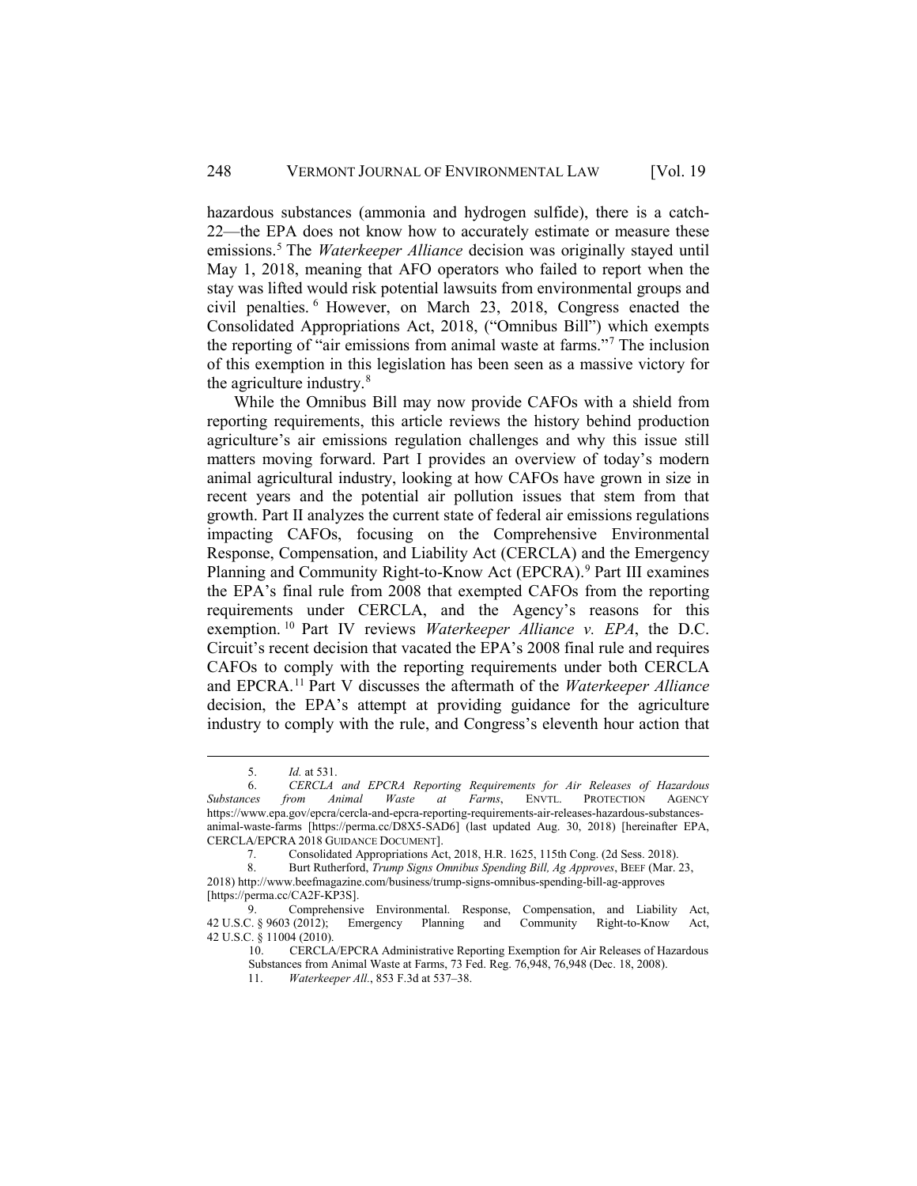hazardous substances (ammonia and hydrogen sulfide), there is a catch-22—the EPA does not know how to accurately estimate or measure these emissions.[5] The *Waterkeeper Alliance* decision was originally stayed until May 1, 2018, meaning that AFO operators who failed to report when the stay was lifted would risk potential lawsuits from environmental groups and civil penalties.[6] However, on March 23, 2018, Congress enacted the Consolidated Appropriations Act, 2018, ("Omnibus Bill") which exempts the reporting of "air emissions from animal waste at farms."[7] The inclusion of this exemption in this legislation has been seen as a massive victory for the agriculture industry.[8]

While the Omnibus Bill may now provide CAFOs with a shield from reporting requirements, this article reviews the history behind production agriculture's air emissions regulation challenges and why this issue still matters moving forward. Part I provides an overview of today's modern animal agricultural industry, looking at how CAFOs have grown in size in recent years and the potential air pollution issues that stem from that growth. Part II analyzes the current state of federal air emissions regulations impacting CAFOs, focusing on the Comprehensive Environmental Response, Compensation, and Liability Act (CERCLA) and the Emergency Planning and Community Right-to-Know Act (EPCRA).[9] Part III examines the EPA's final rule from 2008 that exempted CAFOs from the reporting requirements under CERCLA, and the Agency's reasons for this exemption.[10] Part IV reviews *Waterkeeper Alliance v. EPA*, the D.C. Circuit's recent decision that vacated the EPA's 2008 final rule and requires CAFOs to comply with the reporting requirements under both CERCLA and EPCRA.[11] Part V discusses the aftermath of the *Waterkeeper Alliance* decision, the EPA's attempt at providing guidance for the agriculture industry to comply with the rule, and Congress's eleventh hour action that

---

5. *Id.* at 531.

6. *CERCLA and EPCRA Reporting Requirements for Air Releases of Hazardous Substances from Animal Waste at Farms*, ENVTL. PROTECTION AGENCY https://www.epa.gov/epcra/cercla-and-epcra-reporting-requirements-air-releases-hazardous-substances-animal-waste-farms [https://perma.cc/D8X5-SAD6] (last updated Aug. 30, 2018) [hereinafter EPA, CERCLA/EPCRA 2018 GUIDANCE DOCUMENT].

7. Consolidated Appropriations Act, 2018, H.R. 1625, 115th Cong. (2d Sess. 2018).

8. Burt Rutherford, *Trump Signs Omnibus Spending Bill, Ag Approves*, BEEF (Mar. 23, 2018) http://www.beefmagazine.com/business/trump-signs-omnibus-spending-bill-ag-approves [https://perma.cc/CA2F-KP3S].

9. Comprehensive Environmental. Response, Compensation, and Liability Act, 42 U.S.C. § 9603 (2012); Emergency Planning and Community Right-to-Know Act, 42 U.S.C. § 11004 (2010).

10. CERCLA/EPCRA Administrative Reporting Exemption for Air Releases of Hazardous Substances from Animal Waste at Farms, 73 Fed. Reg. 76,948, 76,948 (Dec. 18, 2008).

11. *Waterkeeper All.*, 853 F.3d at 537–38.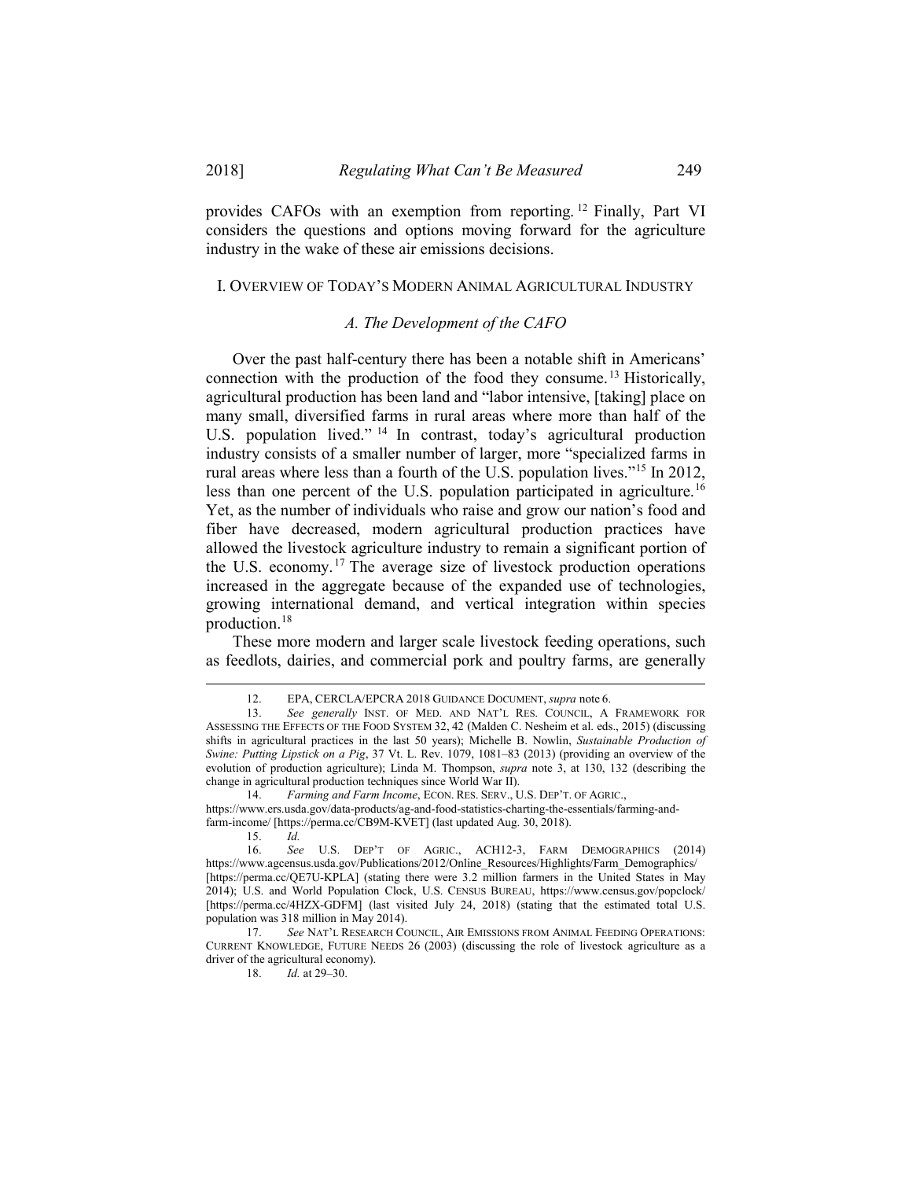provides CAFOs with an exemption from reporting.[12] Finally, Part VI considers the questions and options moving forward for the agriculture industry in the wake of these air emissions decisions.

## I. OVERVIEW OF TODAY'S MODERN ANIMAL AGRICULTURAL INDUSTRY

### *A. The Development of the CAFO*

Over the past half-century there has been a notable shift in Americans' connection with the production of the food they consume.[13] Historically, agricultural production has been land and "labor intensive, [taking] place on many small, diversified farms in rural areas where more than half of the U.S. population lived."[14] In contrast, today's agricultural production industry consists of a smaller number of larger, more "specialized farms in rural areas where less than a fourth of the U.S. population lives."[15] In 2012, less than one percent of the U.S. population participated in agriculture.[16] Yet, as the number of individuals who raise and grow our nation's food and fiber have decreased, modern agricultural production practices have allowed the livestock agriculture industry to remain a significant portion of the U.S. economy.[17] The average size of livestock production operations increased in the aggregate because of the expanded use of technologies, growing international demand, and vertical integration within species production.[18]

These more modern and larger scale livestock feeding operations, such as feedlots, dairies, and commercial pork and poultry farms, are generally

---

12. EPA, CERCLA/EPCRA 2018 GUIDANCE DOCUMENT, *supra* note 6.

13. *See generally* INST. OF MED. AND NAT'L RES. COUNCIL, A FRAMEWORK FOR ASSESSING THE EFFECTS OF THE FOOD SYSTEM 32, 42 (Malden C. Nesheim et al. eds., 2015) (discussing shifts in agricultural practices in the last 50 years); Michelle B. Nowlin, *Sustainable Production of Swine: Putting Lipstick on a Pig*, 37 Vt. L. Rev. 1079, 1081–83 (2013) (providing an overview of the evolution of production agriculture); Linda M. Thompson, *supra* note 3, at 130, 132 (describing the change in agricultural production techniques since World War II).

14. *Farming and Farm Income*, ECON. RES. SERV., U.S. DEP'T. OF AGRIC., https://www.ers.usda.gov/data-products/ag-and-food-statistics-charting-the-essentials/farming-and-farm-income/ [https://perma.cc/CB9M-KVET] (last updated Aug. 30, 2018).

15. *Id.*

16. *See* U.S. DEP'T OF AGRIC., ACH12-3, FARM DEMOGRAPHICS (2014) https://www.agcensus.usda.gov/Publications/2012/Online_Resources/Highlights/Farm_Demographics/ [https://perma.cc/QE7U-KPLA] (stating there were 3.2 million farmers in the United States in May 2014); U.S. and World Population Clock, U.S. CENSUS BUREAU, https://www.census.gov/popclock/ [https://perma.cc/4HZX-GDFM] (last visited July 24, 2018) (stating that the estimated total U.S. population was 318 million in May 2014).

17. *See* NAT'L RESEARCH COUNCIL, AIR EMISSIONS FROM ANIMAL FEEDING OPERATIONS: CURRENT KNOWLEDGE, FUTURE NEEDS 26 (2003) (discussing the role of livestock agriculture as a driver of the agricultural economy).

18. *Id.* at 29–30.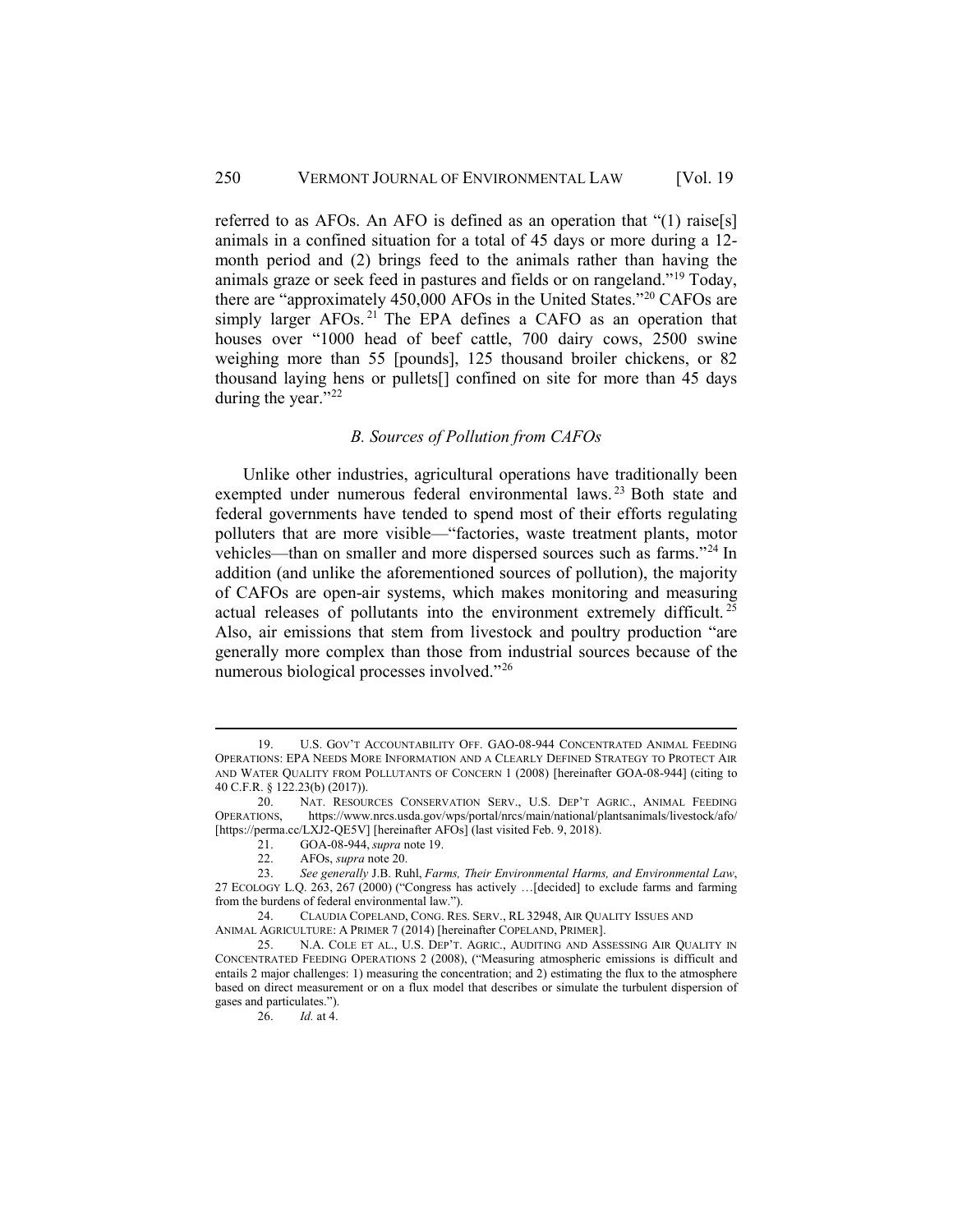referred to as AFOs. An AFO is defined as an operation that "(1) raise[s] animals in a confined situation for a total of 45 days or more during a 12-month period and (2) brings feed to the animals rather than having the animals graze or seek feed in pastures and fields or on rangeland."[19] Today, there are "approximately 450,000 AFOs in the United States."[20] CAFOs are simply larger AFOs.[21] The EPA defines a CAFO as an operation that houses over "1000 head of beef cattle, 700 dairy cows, 2500 swine weighing more than 55 [pounds], 125 thousand broiler chickens, or 82 thousand laying hens or pullets[] confined on site for more than 45 days during the year."[22]

### *B. Sources of Pollution from CAFOs*

Unlike other industries, agricultural operations have traditionally been exempted under numerous federal environmental laws.[23] Both state and federal governments have tended to spend most of their efforts regulating polluters that are more visible—"factories, waste treatment plants, motor vehicles—than on smaller and more dispersed sources such as farms."[24] In addition (and unlike the aforementioned sources of pollution), the majority of CAFOs are open-air systems, which makes monitoring and measuring actual releases of pollutants into the environment extremely difficult.[25] Also, air emissions that stem from livestock and poultry production "are generally more complex than those from industrial sources because of the numerous biological processes involved."[26]

---

19. U.S. GOV'T ACCOUNTABILITY OFF. GAO-08-944 CONCENTRATED ANIMAL FEEDING OPERATIONS: EPA NEEDS MORE INFORMATION AND A CLEARLY DEFINED STRATEGY TO PROTECT AIR AND WATER QUALITY FROM POLLUTANTS OF CONCERN 1 (2008) [hereinafter GOA-08-944] (citing to 40 C.F.R. § 122.23(b) (2017)).

20. NAT. RESOURCES CONSERVATION SERV., U.S. DEP'T AGRIC., ANIMAL FEEDING OPERATIONS, https://www.nrcs.usda.gov/wps/portal/nrcs/main/national/plantsanimals/livestock/afo/ [https://perma.cc/LXJ2-QE5V] [hereinafter AFOs] (last visited Feb. 9, 2018).

21. GOA-08-944, *supra* note 19.

22. AFOs, *supra* note 20.

23. *See generally* J.B. Ruhl, *Farms, Their Environmental Harms, and Environmental Law*, 27 ECOLOGY L.Q. 263, 267 (2000) ("Congress has actively …[decided] to exclude farms and farming from the burdens of federal environmental law.").

24. CLAUDIA COPELAND, CONG. RES. SERV., RL 32948, AIR QUALITY ISSUES AND ANIMAL AGRICULTURE: A PRIMER 7 (2014) [hereinafter COPELAND, PRIMER].

25. N.A. COLE ET AL., U.S. DEP'T. AGRIC., AUDITING AND ASSESSING AIR QUALITY IN CONCENTRATED FEEDING OPERATIONS 2 (2008), ("Measuring atmospheric emissions is difficult and entails 2 major challenges: 1) measuring the concentration; and 2) estimating the flux to the atmosphere based on direct measurement or on a flux model that describes or simulate the turbulent dispersion of gases and particulates.").

26. *Id.* at 4.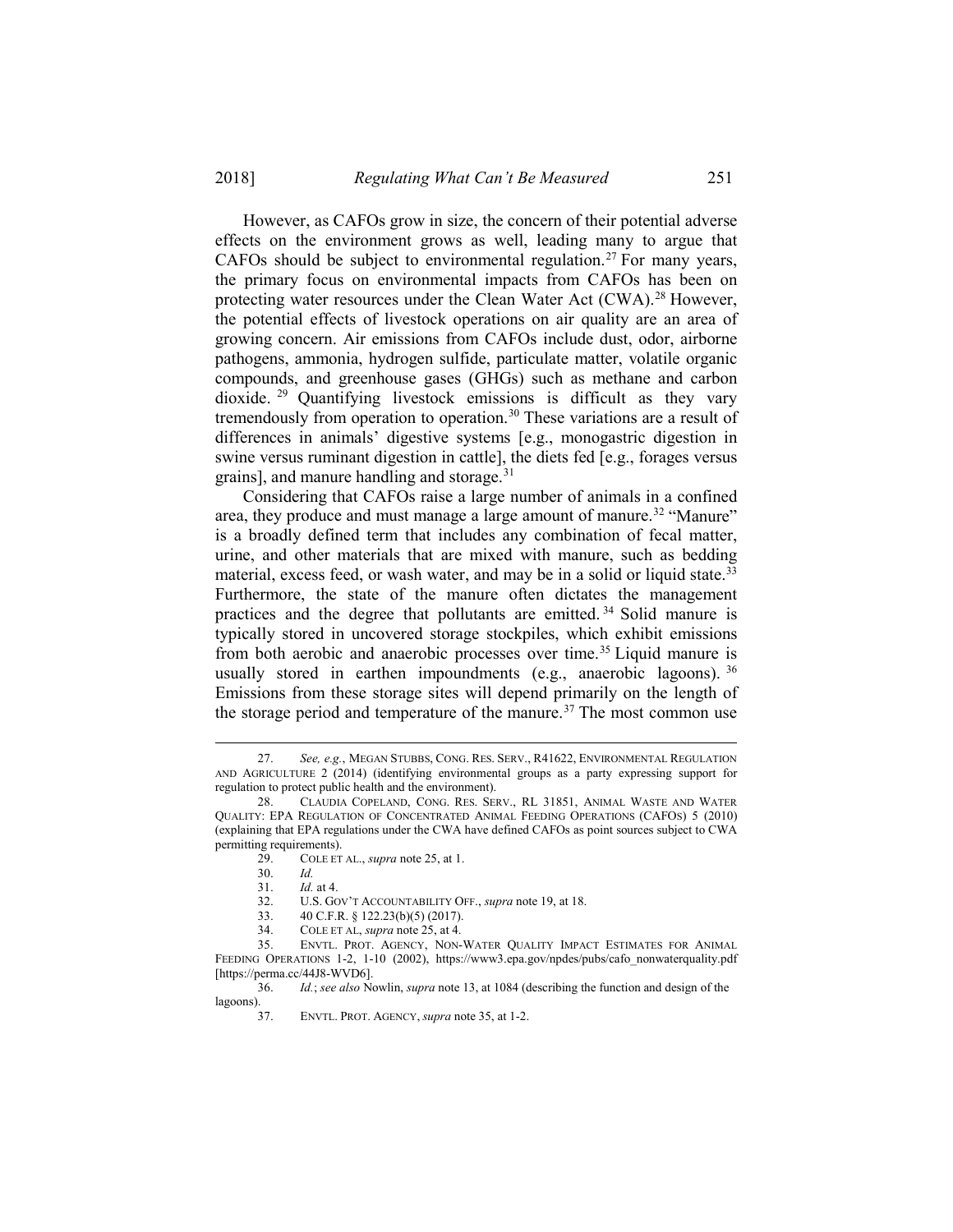However, as CAFOs grow in size, the concern of their potential adverse effects on the environment grows as well, leading many to argue that CAFOs should be subject to environmental regulation.[27] For many years, the primary focus on environmental impacts from CAFOs has been on protecting water resources under the Clean Water Act (CWA).[28] However, the potential effects of livestock operations on air quality are an area of growing concern. Air emissions from CAFOs include dust, odor, airborne pathogens, ammonia, hydrogen sulfide, particulate matter, volatile organic compounds, and greenhouse gases (GHGs) such as methane and carbon dioxide.[29] Quantifying livestock emissions is difficult as they vary tremendously from operation to operation.[30] These variations are a result of differences in animals' digestive systems [e.g., monogastric digestion in swine versus ruminant digestion in cattle], the diets fed [e.g., forages versus grains], and manure handling and storage.[31]

Considering that CAFOs raise a large number of animals in a confined area, they produce and must manage a large amount of manure.[32] "Manure" is a broadly defined term that includes any combination of fecal matter, urine, and other materials that are mixed with manure, such as bedding material, excess feed, or wash water, and may be in a solid or liquid state.[33] Furthermore, the state of the manure often dictates the management practices and the degree that pollutants are emitted.[34] Solid manure is typically stored in uncovered storage stockpiles, which exhibit emissions from both aerobic and anaerobic processes over time.[35] Liquid manure is usually stored in earthen impoundments (e.g., anaerobic lagoons).[36] Emissions from these storage sites will depend primarily on the length of the storage period and temperature of the manure.[37] The most common use

---

27. *See, e.g.*, MEGAN STUBBS, CONG. RES. SERV., R41622, ENVIRONMENTAL REGULATION AND AGRICULTURE 2 (2014) (identifying environmental groups as a party expressing support for regulation to protect public health and the environment).

28. CLAUDIA COPELAND, CONG. RES. SERV., RL 31851, ANIMAL WASTE AND WATER QUALITY: EPA REGULATION OF CONCENTRATED ANIMAL FEEDING OPERATIONS (CAFOS) 5 (2010) (explaining that EPA regulations under the CWA have defined CAFOs as point sources subject to CWA permitting requirements).

29. COLE ET AL., *supra* note 25, at 1.

30. *Id.*

31. *Id.* at 4.

32. U.S. GOV'T ACCOUNTABILITY OFF., *supra* note 19, at 18.

33. 40 C.F.R. § 122.23(b)(5) (2017).

34. COLE ET AL, *supra* note 25, at 4.

35. ENVTL. PROT. AGENCY, NON-WATER QUALITY IMPACT ESTIMATES FOR ANIMAL FEEDING OPERATIONS 1-2, 1-10 (2002), https://www3.epa.gov/npdes/pubs/cafo_nonwaterquality.pdf [https://perma.cc/44J8-WVD6].

36. *Id.*; *see also* Nowlin, *supra* note 13, at 1084 (describing the function and design of the lagoons).

37. ENVTL. PROT. AGENCY, *supra* note 35, at 1-2.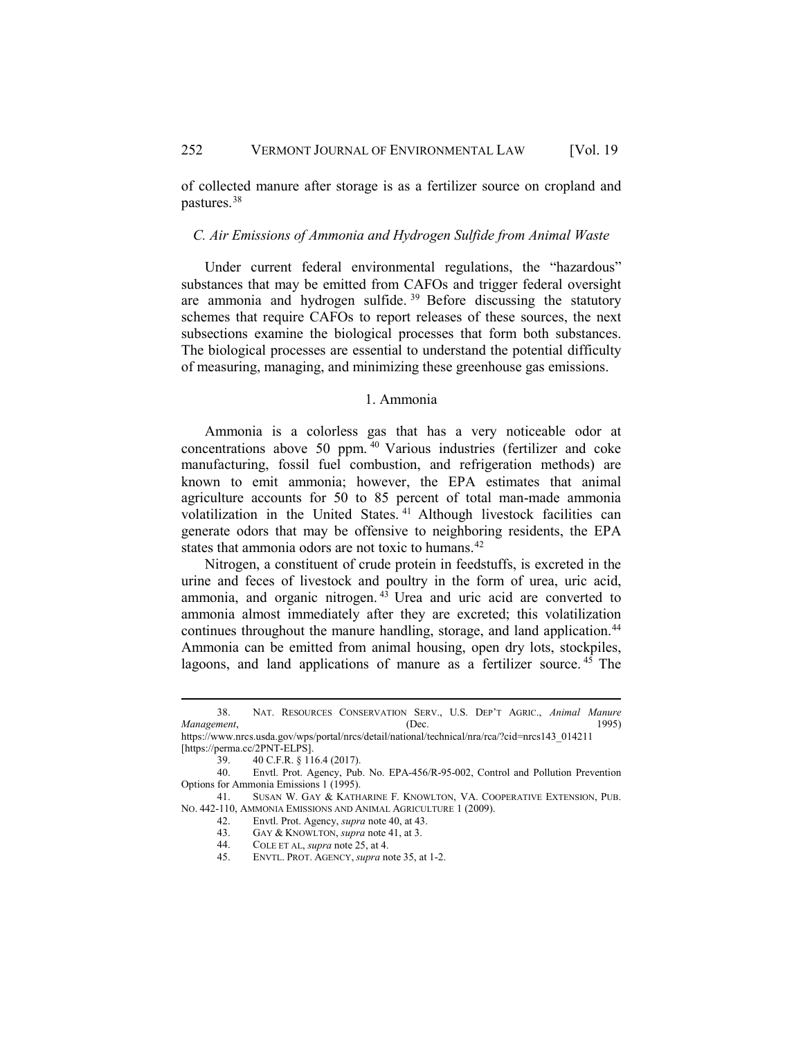of collected manure after storage is as a fertilizer source on cropland and pastures.[38]

### *C. Air Emissions of Ammonia and Hydrogen Sulfide from Animal Waste*

Under current federal environmental regulations, the "hazardous" substances that may be emitted from CAFOs and trigger federal oversight are ammonia and hydrogen sulfide.[39] Before discussing the statutory schemes that require CAFOs to report releases of these sources, the next subsections examine the biological processes that form both substances. The biological processes are essential to understand the potential difficulty of measuring, managing, and minimizing these greenhouse gas emissions.

#### 1. Ammonia

Ammonia is a colorless gas that has a very noticeable odor at concentrations above 50 ppm.[40] Various industries (fertilizer and coke manufacturing, fossil fuel combustion, and refrigeration methods) are known to emit ammonia; however, the EPA estimates that animal agriculture accounts for 50 to 85 percent of total man-made ammonia volatilization in the United States.[41] Although livestock facilities can generate odors that may be offensive to neighboring residents, the EPA states that ammonia odors are not toxic to humans.[42]

Nitrogen, a constituent of crude protein in feedstuffs, is excreted in the urine and feces of livestock and poultry in the form of urea, uric acid, ammonia, and organic nitrogen.[43] Urea and uric acid are converted to ammonia almost immediately after they are excreted; this volatilization continues throughout the manure handling, storage, and land application.[44] Ammonia can be emitted from animal housing, open dry lots, stockpiles, lagoons, and land applications of manure as a fertilizer source.[45] The

---

38. NAT. RESOURCES CONSERVATION SERV., U.S. DEP'T AGRIC., *Animal Manure Management*, (Dec. 1995) https://www.nrcs.usda.gov/wps/portal/nrcs/detail/national/technical/nra/rca/?cid=nrcs143_014211 [https://perma.cc/2PNT-ELPS].

39. 40 C.F.R. § 116.4 (2017).

40. Envtl. Prot. Agency, Pub. No. EPA-456/R-95-002, Control and Pollution Prevention Options for Ammonia Emissions 1 (1995).

41. SUSAN W. GAY & KATHARINE F. KNOWLTON, VA. COOPERATIVE EXTENSION, PUB. NO. 442-110, AMMONIA EMISSIONS AND ANIMAL AGRICULTURE 1 (2009).

42. Envtl. Prot. Agency, *supra* note 40, at 43.

43. GAY & KNOWLTON, *supra* note 41, at 3.

44. COLE ET AL, *supra* note 25, at 4.

45. ENVTL. PROT. AGENCY, *supra* note 35, at 1-2.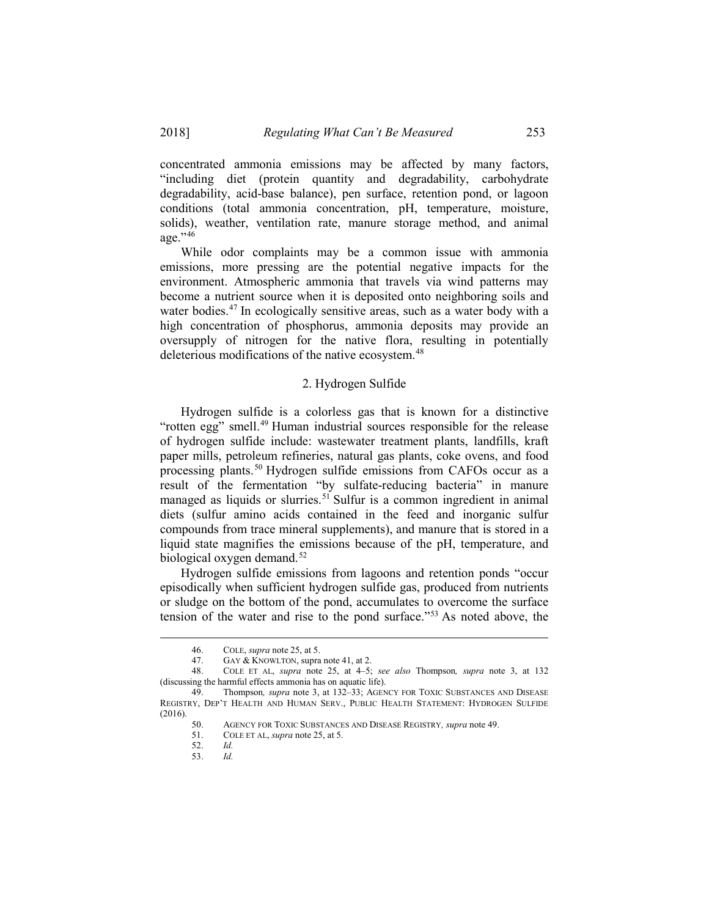concentrated ammonia emissions may be affected by many factors, "including diet (protein quantity and degradability, carbohydrate degradability, acid-base balance), pen surface, retention pond, or lagoon conditions (total ammonia concentration, pH, temperature, moisture, solids), weather, ventilation rate, manure storage method, and animal age."[46]

While odor complaints may be a common issue with ammonia emissions, more pressing are the potential negative impacts for the environment. Atmospheric ammonia that travels via wind patterns may become a nutrient source when it is deposited onto neighboring soils and water bodies.[47] In ecologically sensitive areas, such as a water body with a high concentration of phosphorus, ammonia deposits may provide an oversupply of nitrogen for the native flora, resulting in potentially deleterious modifications of the native ecosystem.[48]

### 2. Hydrogen Sulfide

Hydrogen sulfide is a colorless gas that is known for a distinctive "rotten egg" smell.[49] Human industrial sources responsible for the release of hydrogen sulfide include: wastewater treatment plants, landfills, kraft paper mills, petroleum refineries, natural gas plants, coke ovens, and food processing plants.[50] Hydrogen sulfide emissions from CAFOs occur as a result of the fermentation "by sulfate-reducing bacteria" in manure managed as liquids or slurries.[51] Sulfur is a common ingredient in animal diets (sulfur amino acids contained in the feed and inorganic sulfur compounds from trace mineral supplements), and manure that is stored in a liquid state magnifies the emissions because of the pH, temperature, and biological oxygen demand.[52]

Hydrogen sulfide emissions from lagoons and retention ponds "occur episodically when sufficient hydrogen sulfide gas, produced from nutrients or sludge on the bottom of the pond, accumulates to overcome the surface tension of the water and rise to the pond surface."[53] As noted above, the

---

46. COLE, *supra* note 25, at 5.

47. GAY & KNOWLTON, supra note 41, at 2.

48. COLE ET AL, *supra* note 25, at 4–5; *see also* Thompson*, supra* note 3, at 132 (discussing the harmful effects ammonia has on aquatic life).

49. Thompson*, supra* note 3, at 132–33; AGENCY FOR TOXIC SUBSTANCES AND DISEASE REGISTRY, DEP'T HEALTH AND HUMAN SERV., PUBLIC HEALTH STATEMENT: HYDROGEN SULFIDE (2016).

50. AGENCY FOR TOXIC SUBSTANCES AND DISEASE REGISTRY*, supra* note 49.

51. COLE ET AL, *supra* note 25, at 5.

52. *Id.*

53. *Id.*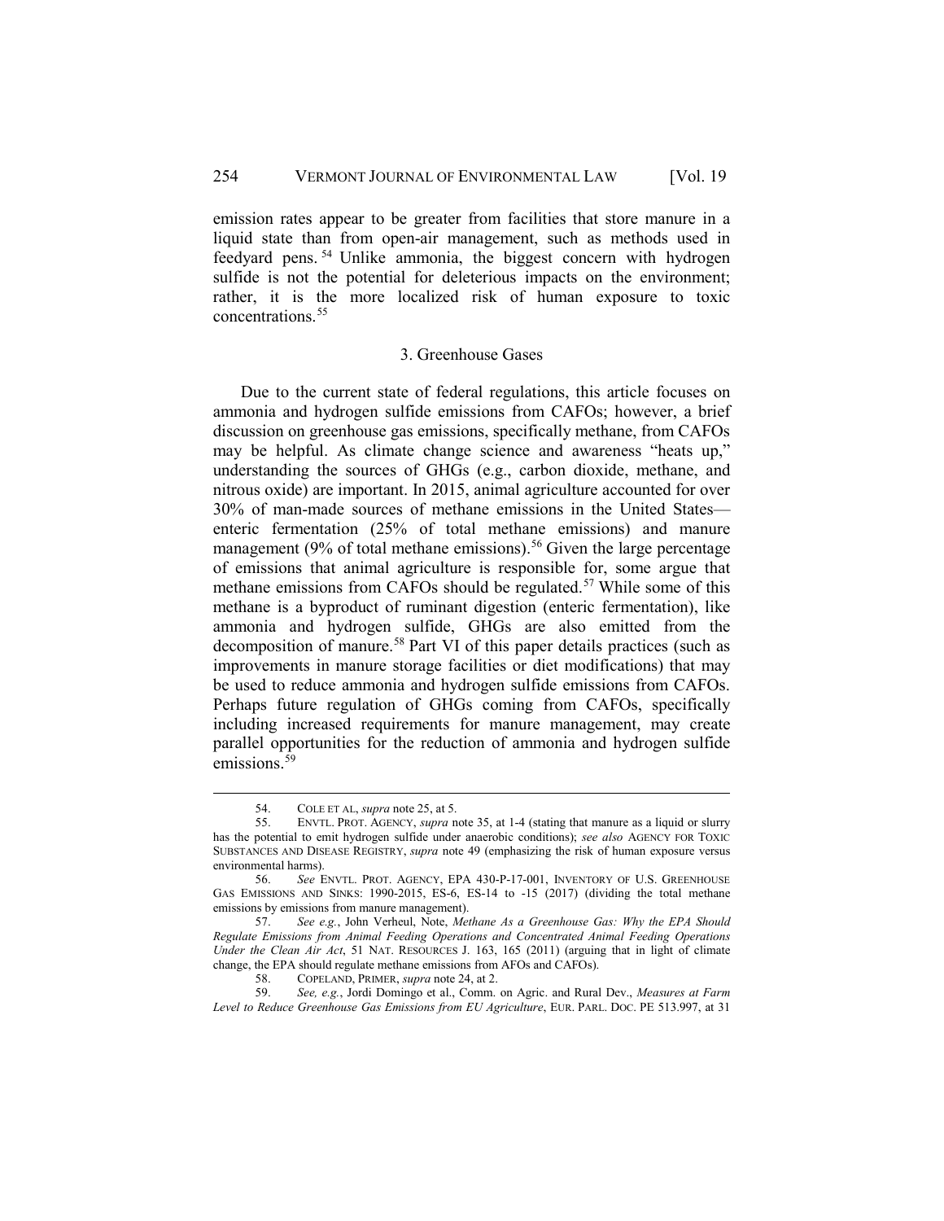emission rates appear to be greater from facilities that store manure in a liquid state than from open-air management, such as methods used in feedyard pens.[54] Unlike ammonia, the biggest concern with hydrogen sulfide is not the potential for deleterious impacts on the environment; rather, it is the more localized risk of human exposure to toxic concentrations.[55]

### 3. Greenhouse Gases

Due to the current state of federal regulations, this article focuses on ammonia and hydrogen sulfide emissions from CAFOs; however, a brief discussion on greenhouse gas emissions, specifically methane, from CAFOs may be helpful. As climate change science and awareness "heats up," understanding the sources of GHGs (e.g., carbon dioxide, methane, and nitrous oxide) are important. In 2015, animal agriculture accounted for over 30% of man-made sources of methane emissions in the United States—enteric fermentation (25% of total methane emissions) and manure management (9% of total methane emissions).[56] Given the large percentage of emissions that animal agriculture is responsible for, some argue that methane emissions from CAFOs should be regulated.[57] While some of this methane is a byproduct of ruminant digestion (enteric fermentation), like ammonia and hydrogen sulfide, GHGs are also emitted from the decomposition of manure.[58] Part VI of this paper details practices (such as improvements in manure storage facilities or diet modifications) that may be used to reduce ammonia and hydrogen sulfide emissions from CAFOs. Perhaps future regulation of GHGs coming from CAFOs, specifically including increased requirements for manure management, may create parallel opportunities for the reduction of ammonia and hydrogen sulfide emissions.[59]

---

54. COLE ET AL, *supra* note 25, at 5.

55. ENVTL. PROT. AGENCY, *supra* note 35, at 1-4 (stating that manure as a liquid or slurry has the potential to emit hydrogen sulfide under anaerobic conditions); *see also* AGENCY FOR TOXIC SUBSTANCES AND DISEASE REGISTRY, *supra* note 49 (emphasizing the risk of human exposure versus environmental harms).

56. *See* ENVTL. PROT. AGENCY, EPA 430-P-17-001, INVENTORY OF U.S. GREENHOUSE GAS EMISSIONS AND SINKS: 1990-2015, ES-6, ES-14 to -15 (2017) (dividing the total methane emissions by emissions from manure management).

57. *See e.g.*, John Verheul, Note, *Methane As a Greenhouse Gas: Why the EPA Should Regulate Emissions from Animal Feeding Operations and Concentrated Animal Feeding Operations Under the Clean Air Act*, 51 NAT. RESOURCES J. 163, 165 (2011) (arguing that in light of climate change, the EPA should regulate methane emissions from AFOs and CAFOs).

58. COPELAND, PRIMER, *supra* note 24, at 2.

59. *See, e.g.*, Jordi Domingo et al., Comm. on Agric. and Rural Dev., *Measures at Farm Level to Reduce Greenhouse Gas Emissions from EU Agriculture*, EUR. PARL. DOC. PE 513.997, at 31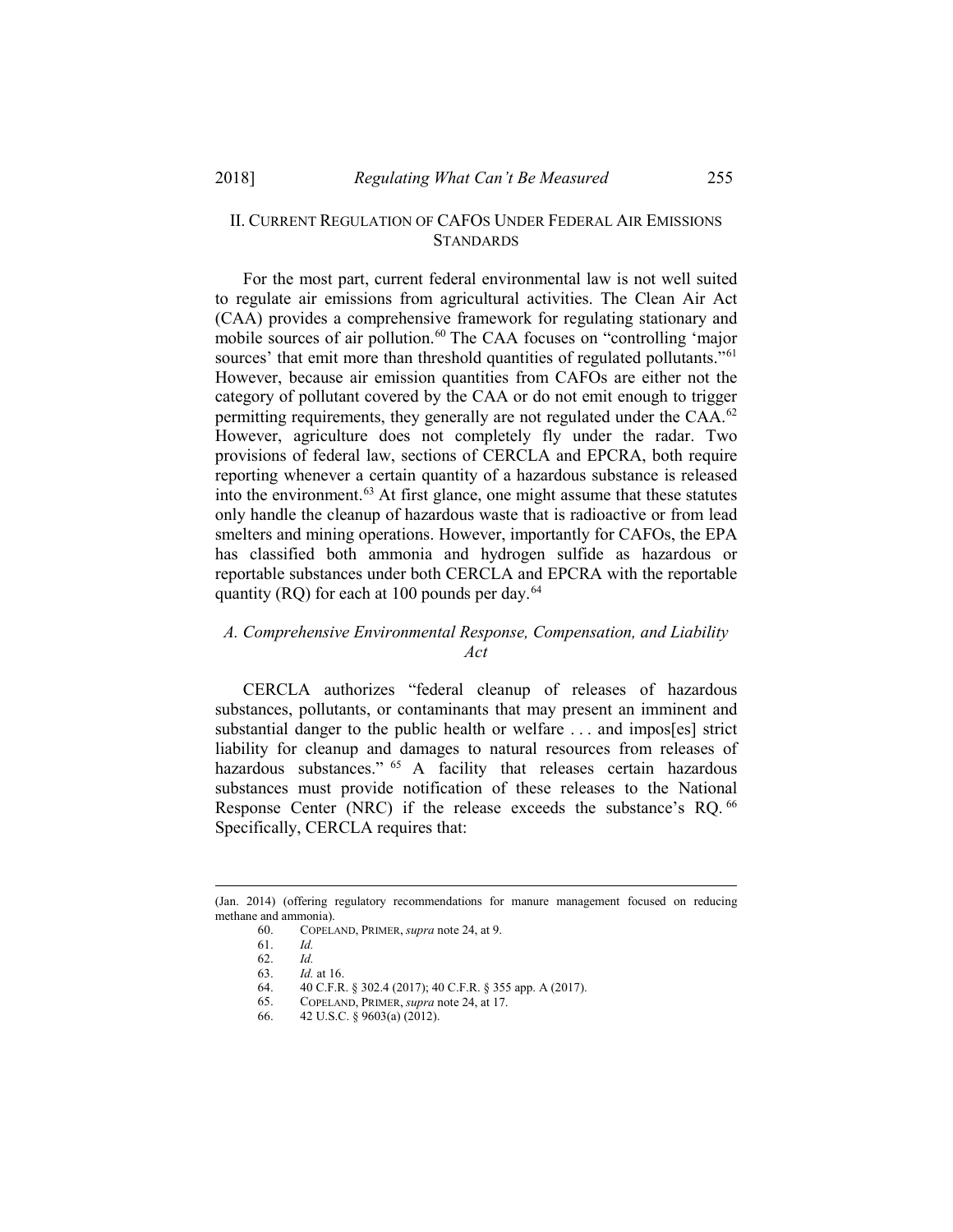## II. CURRENT REGULATION OF CAFOS UNDER FEDERAL AIR EMISSIONS STANDARDS

For the most part, current federal environmental law is not well suited to regulate air emissions from agricultural activities. The Clean Air Act (CAA) provides a comprehensive framework for regulating stationary and mobile sources of air pollution.[60] The CAA focuses on "controlling 'major sources' that emit more than threshold quantities of regulated pollutants."[61] However, because air emission quantities from CAFOs are either not the category of pollutant covered by the CAA or do not emit enough to trigger permitting requirements, they generally are not regulated under the CAA.[62] However, agriculture does not completely fly under the radar. Two provisions of federal law, sections of CERCLA and EPCRA, both require reporting whenever a certain quantity of a hazardous substance is released into the environment.[63] At first glance, one might assume that these statutes only handle the cleanup of hazardous waste that is radioactive or from lead smelters and mining operations. However, importantly for CAFOs, the EPA has classified both ammonia and hydrogen sulfide as hazardous or reportable substances under both CERCLA and EPCRA with the reportable quantity (RQ) for each at 100 pounds per day.[64]

### *A. Comprehensive Environmental Response, Compensation, and Liability Act*

CERCLA authorizes "federal cleanup of releases of hazardous substances, pollutants, or contaminants that may present an imminent and substantial danger to the public health or welfare . . . and impos[es] strict liability for cleanup and damages to natural resources from releases of hazardous substances."[65] A facility that releases certain hazardous substances must provide notification of these releases to the National Response Center (NRC) if the release exceeds the substance's RQ.[66] Specifically, CERCLA requires that:

---

(Jan. 2014) (offering regulatory recommendations for manure management focused on reducing methane and ammonia).

60. COPELAND, PRIMER, *supra* note 24, at 9.
61. *Id.*
62. *Id.*
63. *Id.* at 16.
64. 40 C.F.R. § 302.4 (2017); 40 C.F.R. § 355 app. A (2017).
65. COPELAND, PRIMER, *supra* note 24, at 17.
66. 42 U.S.C. § 9603(a) (2012).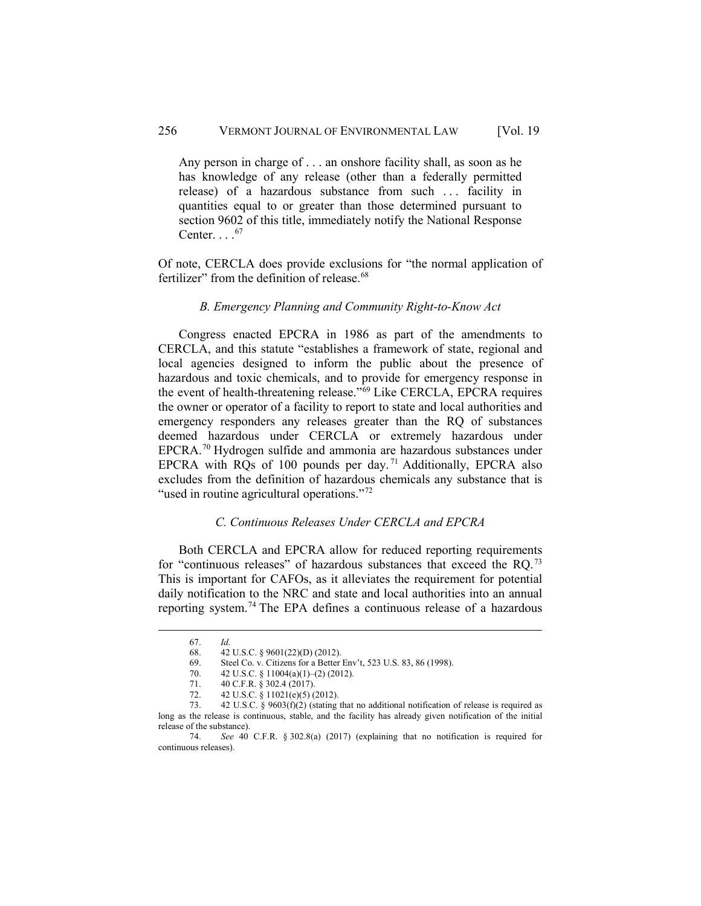> Any person in charge of . . . an onshore facility shall, as soon as he has knowledge of any release (other than a federally permitted release) of a hazardous substance from such . . . facility in quantities equal to or greater than those determined pursuant to section 9602 of this title, immediately notify the National Response Center. . . .[67]

Of note, CERCLA does provide exclusions for "the normal application of fertilizer" from the definition of release.[68]

### *B. Emergency Planning and Community Right-to-Know Act*

Congress enacted EPCRA in 1986 as part of the amendments to CERCLA, and this statute "establishes a framework of state, regional and local agencies designed to inform the public about the presence of hazardous and toxic chemicals, and to provide for emergency response in the event of health-threatening release."[69] Like CERCLA, EPCRA requires the owner or operator of a facility to report to state and local authorities and emergency responders any releases greater than the RQ of substances deemed hazardous under CERCLA or extremely hazardous under EPCRA.[70] Hydrogen sulfide and ammonia are hazardous substances under EPCRA with RQs of 100 pounds per day.[71] Additionally, EPCRA also excludes from the definition of hazardous chemicals any substance that is "used in routine agricultural operations."[72]

### *C. Continuous Releases Under CERCLA and EPCRA*

Both CERCLA and EPCRA allow for reduced reporting requirements for "continuous releases" of hazardous substances that exceed the RQ.[73] This is important for CAFOs, as it alleviates the requirement for potential daily notification to the NRC and state and local authorities into an annual reporting system.[74] The EPA defines a continuous release of a hazardous

---

67. *Id.*
68. 42 U.S.C. § 9601(22)(D) (2012).
69. Steel Co. v. Citizens for a Better Env't, 523 U.S. 83, 86 (1998).
70. 42 U.S.C. § 11004(a)(1)–(2) (2012).
71. 40 C.F.R. § 302.4 (2017).
72. 42 U.S.C. § 11021(e)(5) (2012).
73. 42 U.S.C. § 9603(f)(2) (stating that no additional notification of release is required as long as the release is continuous, stable, and the facility has already given notification of the initial release of the substance).
74. *See* 40 C.F.R. § 302.8(a) (2017) (explaining that no notification is required for continuous releases).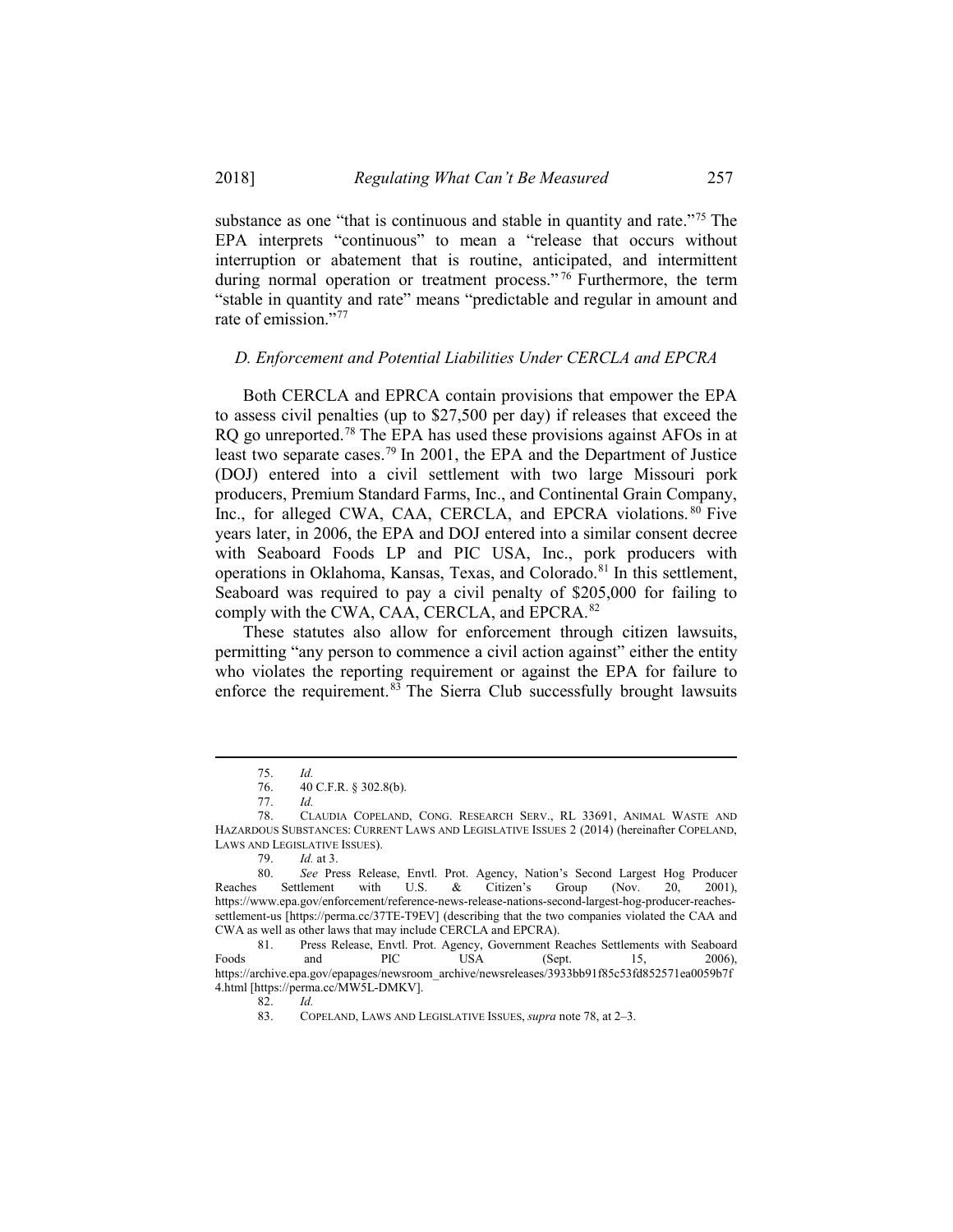substance as one "that is continuous and stable in quantity and rate."[75] The EPA interprets "continuous" to mean a "release that occurs without interruption or abatement that is routine, anticipated, and intermittent during normal operation or treatment process."[76] Furthermore, the term "stable in quantity and rate" means "predictable and regular in amount and rate of emission."[77]

### *D. Enforcement and Potential Liabilities Under CERCLA and EPCRA*

Both CERCLA and EPRCA contain provisions that empower the EPA to assess civil penalties (up to $27,500 per day) if releases that exceed the RQ go unreported.[78] The EPA has used these provisions against AFOs in at least two separate cases.[79] In 2001, the EPA and the Department of Justice (DOJ) entered into a civil settlement with two large Missouri pork producers, Premium Standard Farms, Inc., and Continental Grain Company, Inc., for alleged CWA, CAA, CERCLA, and EPCRA violations.[80] Five years later, in 2006, the EPA and DOJ entered into a similar consent decree with Seaboard Foods LP and PIC USA, Inc., pork producers with operations in Oklahoma, Kansas, Texas, and Colorado.[81] In this settlement, Seaboard was required to pay a civil penalty of $205,000 for failing to comply with the CWA, CAA, CERCLA, and EPCRA.[82]

These statutes also allow for enforcement through citizen lawsuits, permitting "any person to commence a civil action against" either the entity who violates the reporting requirement or against the EPA for failure to enforce the requirement.[83] The Sierra Club successfully brought lawsuits

---

75. *Id.*

76. 40 C.F.R. § 302.8(b).

77. *Id.*

78. CLAUDIA COPELAND, CONG. RESEARCH SERV., RL 33691, ANIMAL WASTE AND HAZARDOUS SUBSTANCES: CURRENT LAWS AND LEGISLATIVE ISSUES 2 (2014) (hereinafter COPELAND, LAWS AND LEGISLATIVE ISSUES).

79. *Id.* at 3.

80. *See* Press Release, Envtl. Prot. Agency, Nation's Second Largest Hog Producer Reaches Settlement with U.S. & Citizen's Group (Nov. 20, 2001), https://www.epa.gov/enforcement/reference-news-release-nations-second-largest-hog-producer-reaches-settlement-us [https://perma.cc/37TE-T9EV] (describing that the two companies violated the CAA and CWA as well as other laws that may include CERCLA and EPCRA).

81. Press Release, Envtl. Prot. Agency, Government Reaches Settlements with Seaboard Foods and PIC USA (Sept. 15, 2006), https://archive.epa.gov/epapages/newsroom_archive/newsreleases/3933bb91f85c53fd852571ea0059b7f4.html [https://perma.cc/MW5L-DMKV].

82. *Id.*

83. COPELAND, LAWS AND LEGISLATIVE ISSUES, *supra* note 78, at 2–3.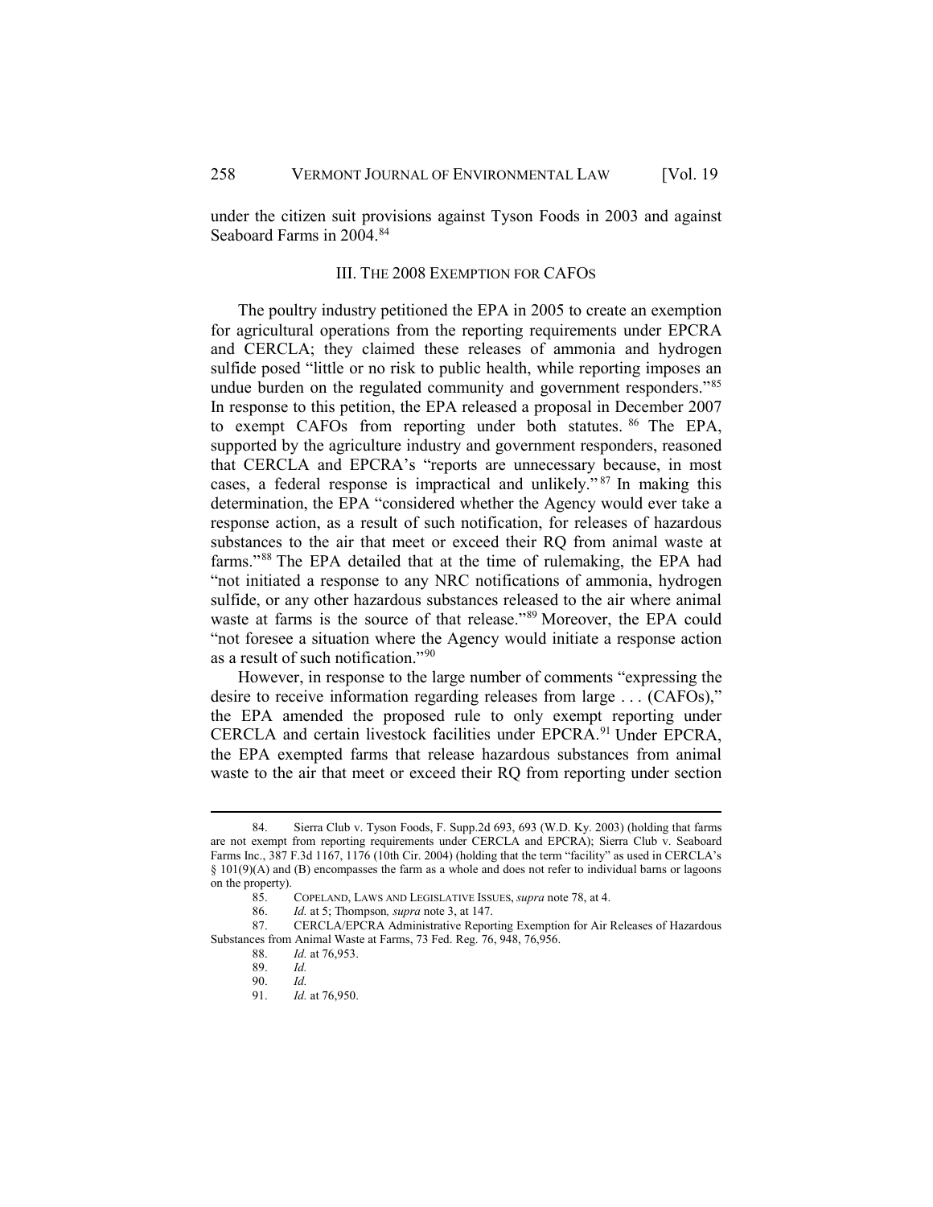under the citizen suit provisions against Tyson Foods in 2003 and against Seaboard Farms in 2004.[84]

## III. THE 2008 EXEMPTION FOR CAFOS

The poultry industry petitioned the EPA in 2005 to create an exemption for agricultural operations from the reporting requirements under EPCRA and CERCLA; they claimed these releases of ammonia and hydrogen sulfide posed "little or no risk to public health, while reporting imposes an undue burden on the regulated community and government responders."[85] In response to this petition, the EPA released a proposal in December 2007 to exempt CAFOs from reporting under both statutes.[86] The EPA, supported by the agriculture industry and government responders, reasoned that CERCLA and EPCRA's "reports are unnecessary because, in most cases, a federal response is impractical and unlikely."[87] In making this determination, the EPA "considered whether the Agency would ever take a response action, as a result of such notification, for releases of hazardous substances to the air that meet or exceed their RQ from animal waste at farms."[88] The EPA detailed that at the time of rulemaking, the EPA had "not initiated a response to any NRC notifications of ammonia, hydrogen sulfide, or any other hazardous substances released to the air where animal waste at farms is the source of that release."[89] Moreover, the EPA could "not foresee a situation where the Agency would initiate a response action as a result of such notification."[90]

However, in response to the large number of comments "expressing the desire to receive information regarding releases from large . . . (CAFOs)," the EPA amended the proposed rule to only exempt reporting under CERCLA and certain livestock facilities under EPCRA.[91] Under EPCRA, the EPA exempted farms that release hazardous substances from animal waste to the air that meet or exceed their RQ from reporting under section

---

84. Sierra Club v. Tyson Foods, F. Supp.2d 693, 693 (W.D. Ky. 2003) (holding that farms are not exempt from reporting requirements under CERCLA and EPCRA); Sierra Club v. Seaboard Farms Inc., 387 F.3d 1167, 1176 (10th Cir. 2004) (holding that the term "facility" as used in CERCLA's § 101(9)(A) and (B) encompasses the farm as a whole and does not refer to individual barns or lagoons on the property).

85. COPELAND, LAWS AND LEGISLATIVE ISSUES, *supra* note 78, at 4.

86. *Id.* at 5; Thompson*, supra* note 3, at 147.

87. CERCLA/EPCRA Administrative Reporting Exemption for Air Releases of Hazardous Substances from Animal Waste at Farms, 73 Fed. Reg. 76, 948, 76,956.

88. *Id.* at 76,953.

89. *Id.*

90. *Id.*

91. *Id.* at 76,950.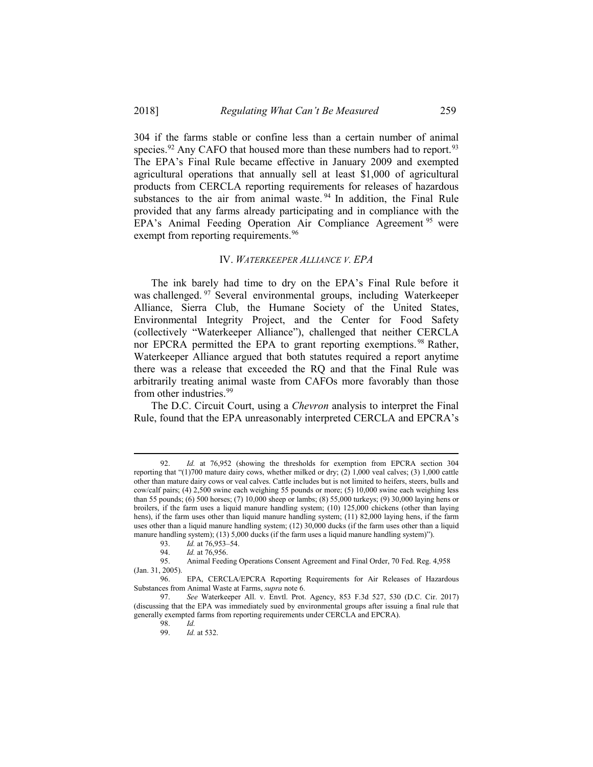304 if the farms stable or confine less than a certain number of animal species.[92] Any CAFO that housed more than these numbers had to report.[93] The EPA's Final Rule became effective in January 2009 and exempted agricultural operations that annually sell at least $1,000 of agricultural products from CERCLA reporting requirements for releases of hazardous substances to the air from animal waste.[94] In addition, the Final Rule provided that any farms already participating and in compliance with the EPA's Animal Feeding Operation Air Compliance Agreement[95] were exempt from reporting requirements.[96]

## IV. *WATERKEEPER ALLIANCE V. EPA*

The ink barely had time to dry on the EPA's Final Rule before it was challenged.[97] Several environmental groups, including Waterkeeper Alliance, Sierra Club, the Humane Society of the United States, Environmental Integrity Project, and the Center for Food Safety (collectively "Waterkeeper Alliance"), challenged that neither CERCLA nor EPCRA permitted the EPA to grant reporting exemptions.[98] Rather, Waterkeeper Alliance argued that both statutes required a report anytime there was a release that exceeded the RQ and that the Final Rule was arbitrarily treating animal waste from CAFOs more favorably than those from other industries.[99]

The D.C. Circuit Court, using a *Chevron* analysis to interpret the Final Rule, found that the EPA unreasonably interpreted CERCLA and EPCRA's

---

92. *Id.* at 76,952 (showing the thresholds for exemption from EPCRA section 304 reporting that "(1)700 mature dairy cows, whether milked or dry; (2) 1,000 veal calves; (3) 1,000 cattle other than mature dairy cows or veal calves. Cattle includes but is not limited to heifers, steers, bulls and cow/calf pairs; (4) 2,500 swine each weighing 55 pounds or more; (5) 10,000 swine each weighing less than 55 pounds; (6) 500 horses; (7) 10,000 sheep or lambs; (8) 55,000 turkeys; (9) 30,000 laying hens or broilers, if the farm uses a liquid manure handling system; (10) 125,000 chickens (other than laying hens), if the farm uses other than liquid manure handling system; (11) 82,000 laying hens, if the farm uses other than a liquid manure handling system; (12) 30,000 ducks (if the farm uses other than a liquid manure handling system); (13) 5,000 ducks (if the farm uses a liquid manure handling system)").

93. *Id.* at 76,953–54.

94. *Id.* at 76,956.

95. Animal Feeding Operations Consent Agreement and Final Order, 70 Fed. Reg. 4,958 (Jan. 31, 2005).

96. EPA, CERCLA/EPCRA Reporting Requirements for Air Releases of Hazardous Substances from Animal Waste at Farms, *supra* note 6.

97. *See* Waterkeeper All. v. Envtl. Prot. Agency, 853 F.3d 527, 530 (D.C. Cir. 2017) (discussing that the EPA was immediately sued by environmental groups after issuing a final rule that generally exempted farms from reporting requirements under CERCLA and EPCRA).

98. *Id.*

99. *Id.* at 532.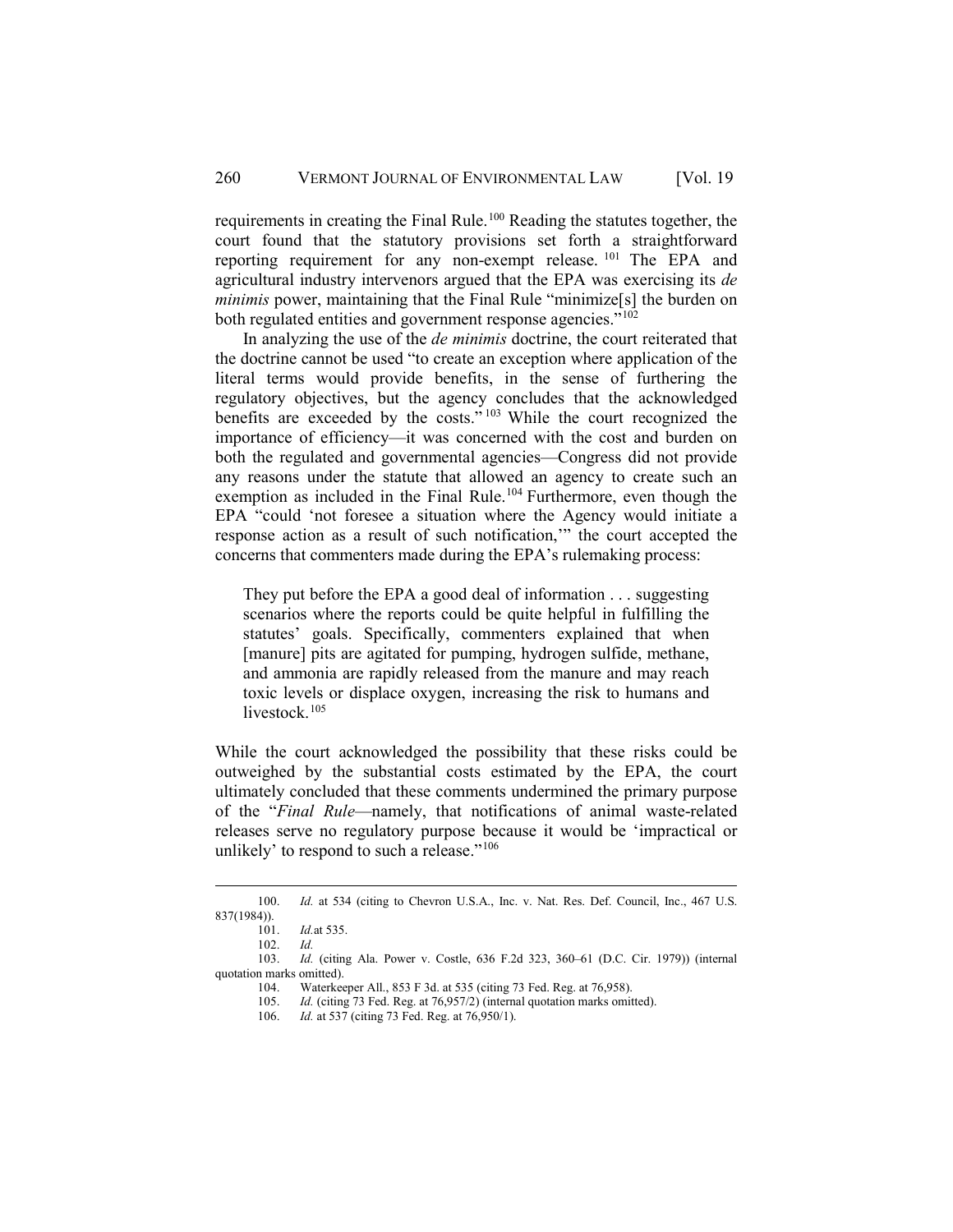requirements in creating the Final Rule.[100] Reading the statutes together, the court found that the statutory provisions set forth a straightforward reporting requirement for any non-exempt release.[101] The EPA and agricultural industry intervenors argued that the EPA was exercising its *de minimis* power, maintaining that the Final Rule "minimize[s] the burden on both regulated entities and government response agencies."[102]

In analyzing the use of the *de minimis* doctrine, the court reiterated that the doctrine cannot be used "to create an exception where application of the literal terms would provide benefits, in the sense of furthering the regulatory objectives, but the agency concludes that the acknowledged benefits are exceeded by the costs."[103] While the court recognized the importance of efficiency—it was concerned with the cost and burden on both the regulated and governmental agencies—Congress did not provide any reasons under the statute that allowed an agency to create such an exemption as included in the Final Rule.[104] Furthermore, even though the EPA "could 'not foresee a situation where the Agency would initiate a response action as a result of such notification,'" the court accepted the concerns that commenters made during the EPA's rulemaking process:

> They put before the EPA a good deal of information . . . suggesting scenarios where the reports could be quite helpful in fulfilling the statutes' goals. Specifically, commenters explained that when [manure] pits are agitated for pumping, hydrogen sulfide, methane, and ammonia are rapidly released from the manure and may reach toxic levels or displace oxygen, increasing the risk to humans and livestock.[105]

While the court acknowledged the possibility that these risks could be outweighed by the substantial costs estimated by the EPA, the court ultimately concluded that these comments undermined the primary purpose of the "*Final Rule*—namely, that notifications of animal waste-related releases serve no regulatory purpose because it would be 'impractical or unlikely' to respond to such a release."[106]

---

100. *Id.* at 534 (citing to Chevron U.S.A., Inc. v. Nat. Res. Def. Council, Inc., 467 U.S. 837(1984)).

101. *Id.*at 535.

102. *Id.*

103. *Id.* (citing Ala. Power v. Costle, 636 F.2d 323, 360–61 (D.C. Cir. 1979)) (internal quotation marks omitted).

104. Waterkeeper All., 853 F 3d. at 535 (citing 73 Fed. Reg. at 76,958).

105. *Id.* (citing 73 Fed. Reg. at 76,957/2) (internal quotation marks omitted).

106. *Id.* at 537 (citing 73 Fed. Reg. at 76,950/1).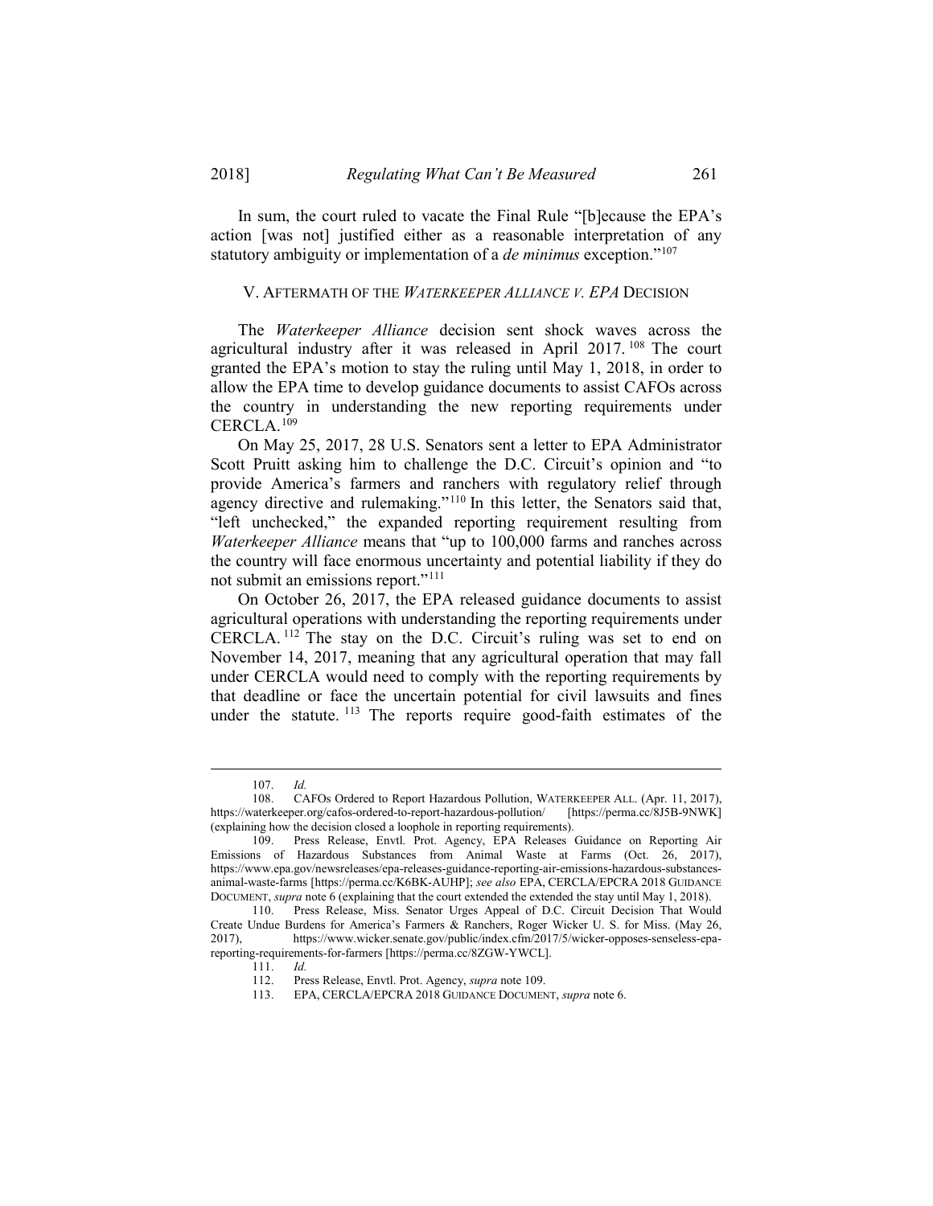In sum, the court ruled to vacate the Final Rule "[b]ecause the EPA's action [was not] justified either as a reasonable interpretation of any statutory ambiguity or implementation of a *de minimus* exception."[107]

## V. AFTERMATH OF THE *WATERKEEPER ALLIANCE V. EPA* DECISION

The *Waterkeeper Alliance* decision sent shock waves across the agricultural industry after it was released in April 2017.[108] The court granted the EPA's motion to stay the ruling until May 1, 2018, in order to allow the EPA time to develop guidance documents to assist CAFOs across the country in understanding the new reporting requirements under CERCLA.[109]

On May 25, 2017, 28 U.S. Senators sent a letter to EPA Administrator Scott Pruitt asking him to challenge the D.C. Circuit's opinion and "to provide America's farmers and ranchers with regulatory relief through agency directive and rulemaking."[110] In this letter, the Senators said that, "left unchecked," the expanded reporting requirement resulting from *Waterkeeper Alliance* means that "up to 100,000 farms and ranches across the country will face enormous uncertainty and potential liability if they do not submit an emissions report."[111]

On October 26, 2017, the EPA released guidance documents to assist agricultural operations with understanding the reporting requirements under CERCLA.[112] The stay on the D.C. Circuit's ruling was set to end on November 14, 2017, meaning that any agricultural operation that may fall under CERCLA would need to comply with the reporting requirements by that deadline or face the uncertain potential for civil lawsuits and fines under the statute.[113] The reports require good-faith estimates of the

---

107. *Id.*

108. CAFOs Ordered to Report Hazardous Pollution, WATERKEEPER ALL. (Apr. 11, 2017), https://waterkeeper.org/cafos-ordered-to-report-hazardous-pollution/ [https://perma.cc/8J5B-9NWK] (explaining how the decision closed a loophole in reporting requirements).

109. Press Release, Envtl. Prot. Agency, EPA Releases Guidance on Reporting Air Emissions of Hazardous Substances from Animal Waste at Farms (Oct. 26, 2017), https://www.epa.gov/newsreleases/epa-releases-guidance-reporting-air-emissions-hazardous-substances-animal-waste-farms [https://perma.cc/K6BK-AUHP]; *see also* EPA, CERCLA/EPCRA 2018 GUIDANCE DOCUMENT, *supra* note 6 (explaining that the court extended the extended the stay until May 1, 2018).

110. Press Release, Miss. Senator Urges Appeal of D.C. Circuit Decision That Would Create Undue Burdens for America's Farmers & Ranchers, Roger Wicker U. S. for Miss. (May 26, 2017), https://www.wicker.senate.gov/public/index.cfm/2017/5/wicker-opposes-senseless-epa-reporting-requirements-for-farmers [https://perma.cc/8ZGW-YWCL].

111. *Id.*

112. Press Release, Envtl. Prot. Agency, *supra* note 109.

113. EPA, CERCLA/EPCRA 2018 GUIDANCE DOCUMENT, *supra* note 6.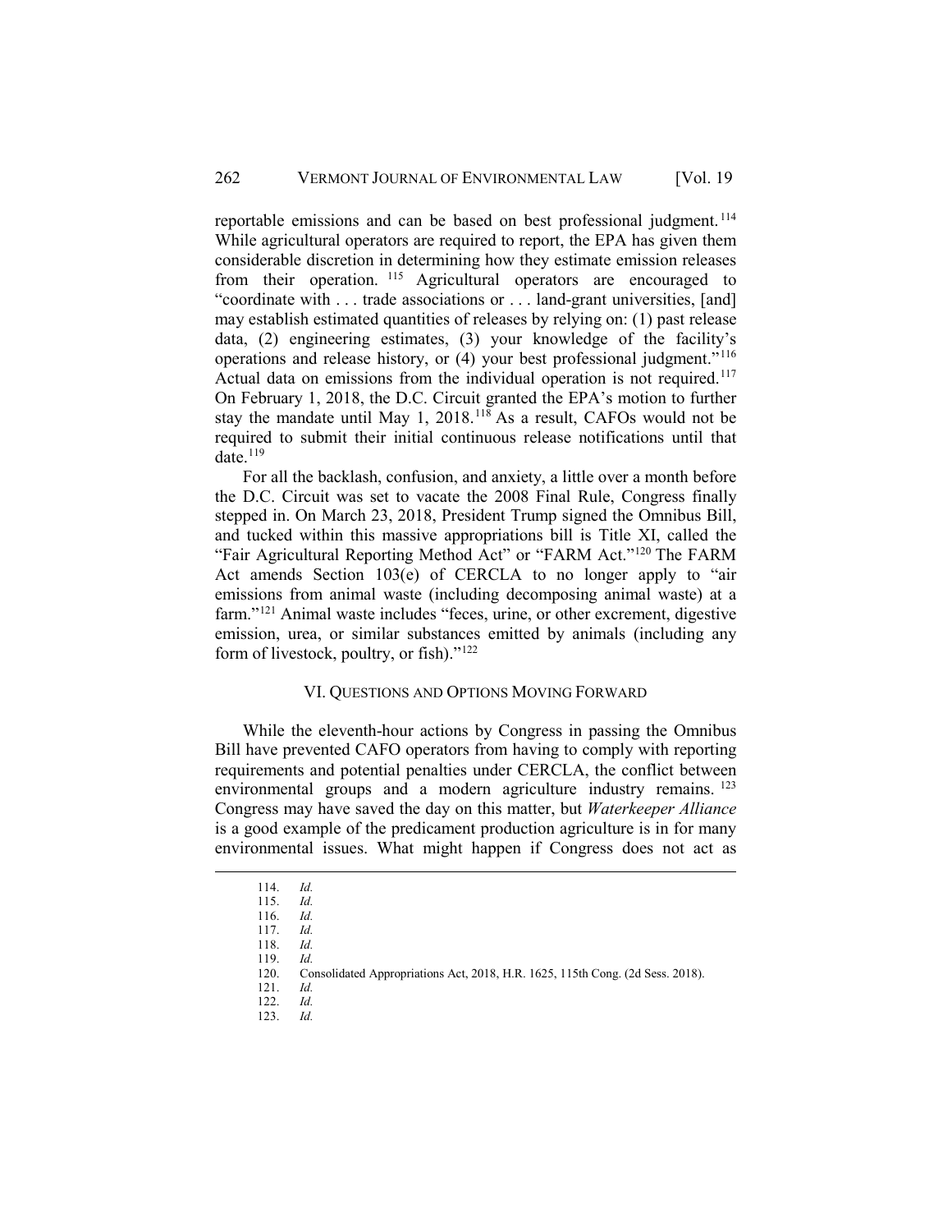reportable emissions and can be based on best professional judgment.[114] While agricultural operators are required to report, the EPA has given them considerable discretion in determining how they estimate emission releases from their operation.[115] Agricultural operators are encouraged to "coordinate with . . . trade associations or . . . land-grant universities, [and] may establish estimated quantities of releases by relying on: (1) past release data, (2) engineering estimates, (3) your knowledge of the facility's operations and release history, or (4) your best professional judgment."[116] Actual data on emissions from the individual operation is not required.[117] On February 1, 2018, the D.C. Circuit granted the EPA's motion to further stay the mandate until May 1, 2018.[118] As a result, CAFOs would not be required to submit their initial continuous release notifications until that date.[119]

For all the backlash, confusion, and anxiety, a little over a month before the D.C. Circuit was set to vacate the 2008 Final Rule, Congress finally stepped in. On March 23, 2018, President Trump signed the Omnibus Bill, and tucked within this massive appropriations bill is Title XI, called the "Fair Agricultural Reporting Method Act" or "FARM Act."[120] The FARM Act amends Section 103(e) of CERCLA to no longer apply to "air emissions from animal waste (including decomposing animal waste) at a farm."[121] Animal waste includes "feces, urine, or other excrement, digestive emission, urea, or similar substances emitted by animals (including any form of livestock, poultry, or fish)."[122]

## VI. Questions and Options Moving Forward

While the eleventh-hour actions by Congress in passing the Omnibus Bill have prevented CAFO operators from having to comply with reporting requirements and potential penalties under CERCLA, the conflict between environmental groups and a modern agriculture industry remains.[123] Congress may have saved the day on this matter, but *Waterkeeper Alliance* is a good example of the predicament production agriculture is in for many environmental issues. What might happen if Congress does not act as

---

114. *Id.*
115. *Id.*
116. *Id.*
117. *Id.*
118. *Id.*
119. *Id.*
120. Consolidated Appropriations Act, 2018, H.R. 1625, 115th Cong. (2d Sess. 2018).
121. *Id.*
122. *Id.*
123. *Id.*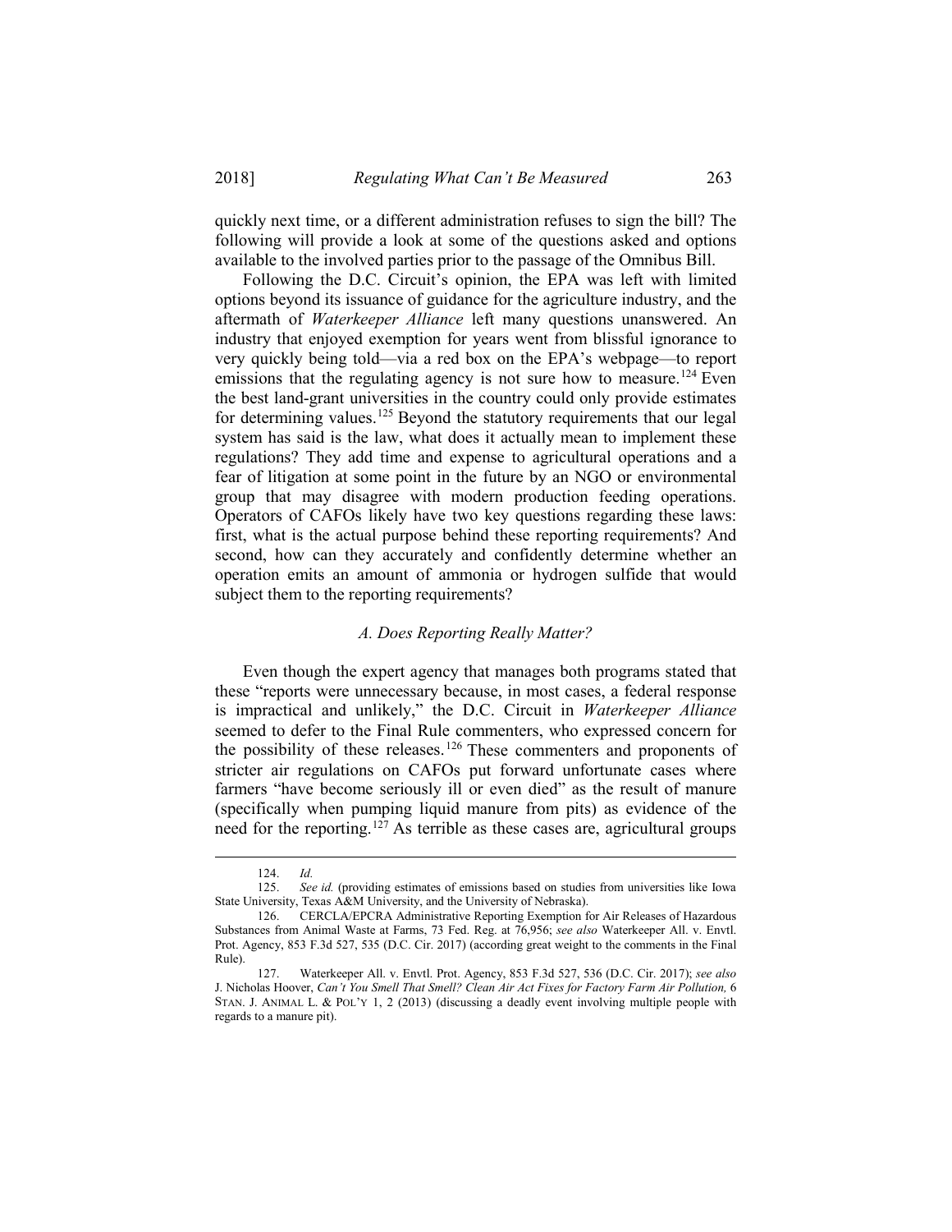quickly next time, or a different administration refuses to sign the bill? The following will provide a look at some of the questions asked and options available to the involved parties prior to the passage of the Omnibus Bill.

Following the D.C. Circuit's opinion, the EPA was left with limited options beyond its issuance of guidance for the agriculture industry, and the aftermath of *Waterkeeper Alliance* left many questions unanswered. An industry that enjoyed exemption for years went from blissful ignorance to very quickly being told—via a red box on the EPA's webpage—to report emissions that the regulating agency is not sure how to measure.[124] Even the best land-grant universities in the country could only provide estimates for determining values.[125] Beyond the statutory requirements that our legal system has said is the law, what does it actually mean to implement these regulations? They add time and expense to agricultural operations and a fear of litigation at some point in the future by an NGO or environmental group that may disagree with modern production feeding operations. Operators of CAFOs likely have two key questions regarding these laws: first, what is the actual purpose behind these reporting requirements? And second, how can they accurately and confidently determine whether an operation emits an amount of ammonia or hydrogen sulfide that would subject them to the reporting requirements?

### *A. Does Reporting Really Matter?*

Even though the expert agency that manages both programs stated that these "reports were unnecessary because, in most cases, a federal response is impractical and unlikely," the D.C. Circuit in *Waterkeeper Alliance* seemed to defer to the Final Rule commenters, who expressed concern for the possibility of these releases.[126] These commenters and proponents of stricter air regulations on CAFOs put forward unfortunate cases where farmers "have become seriously ill or even died" as the result of manure (specifically when pumping liquid manure from pits) as evidence of the need for the reporting.[127] As terrible as these cases are, agricultural groups

---

124. *Id.*

125. *See id.* (providing estimates of emissions based on studies from universities like Iowa State University, Texas A&M University, and the University of Nebraska).

126. CERCLA/EPCRA Administrative Reporting Exemption for Air Releases of Hazardous Substances from Animal Waste at Farms, 73 Fed. Reg. at 76,956; *see also* Waterkeeper All. v. Envtl. Prot. Agency, 853 F.3d 527, 535 (D.C. Cir. 2017) (according great weight to the comments in the Final Rule).

127. Waterkeeper All. v. Envtl. Prot. Agency, 853 F.3d 527, 536 (D.C. Cir. 2017); *see also* J. Nicholas Hoover, *Can't You Smell That Smell? Clean Air Act Fixes for Factory Farm Air Pollution,* 6 STAN. J. ANIMAL L. & POL'Y 1, 2 (2013) (discussing a deadly event involving multiple people with regards to a manure pit).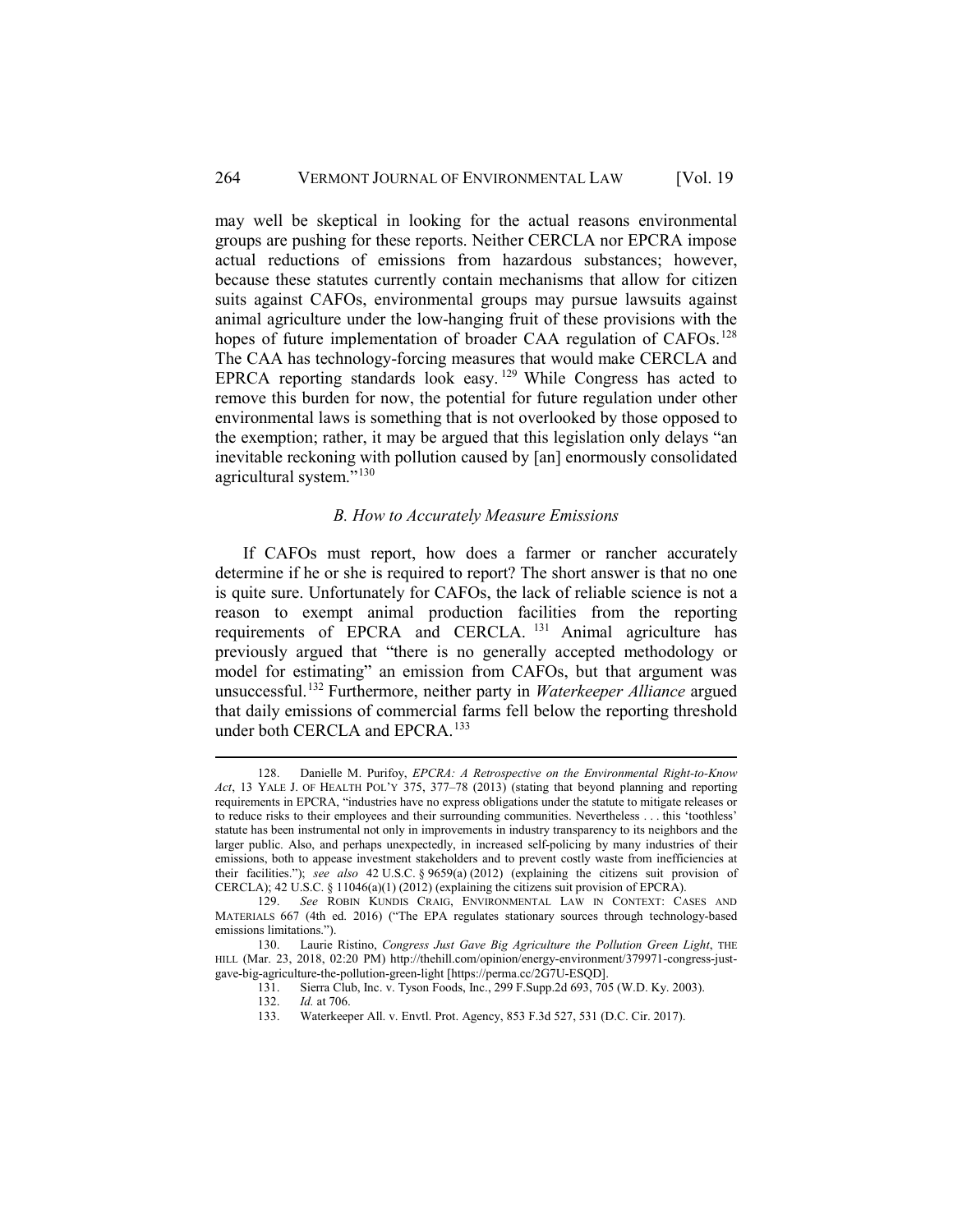may well be skeptical in looking for the actual reasons environmental groups are pushing for these reports. Neither CERCLA nor EPCRA impose actual reductions of emissions from hazardous substances; however, because these statutes currently contain mechanisms that allow for citizen suits against CAFOs, environmental groups may pursue lawsuits against animal agriculture under the low-hanging fruit of these provisions with the hopes of future implementation of broader CAA regulation of CAFOs.[128] The CAA has technology-forcing measures that would make CERCLA and EPRCA reporting standards look easy.[129] While Congress has acted to remove this burden for now, the potential for future regulation under other environmental laws is something that is not overlooked by those opposed to the exemption; rather, it may be argued that this legislation only delays "an inevitable reckoning with pollution caused by [an] enormously consolidated agricultural system."[130]

### *B. How to Accurately Measure Emissions*

If CAFOs must report, how does a farmer or rancher accurately determine if he or she is required to report? The short answer is that no one is quite sure. Unfortunately for CAFOs, the lack of reliable science is not a reason to exempt animal production facilities from the reporting requirements of EPCRA and CERCLA.[131] Animal agriculture has previously argued that "there is no generally accepted methodology or model for estimating" an emission from CAFOs, but that argument was unsuccessful.[132] Furthermore, neither party in *Waterkeeper Alliance* argued that daily emissions of commercial farms fell below the reporting threshold under both CERCLA and EPCRA.[133]

---

128. Danielle M. Purifoy, *EPCRA: A Retrospective on the Environmental Right-to-Know Act*, 13 YALE J. OF HEALTH POL'Y 375, 377–78 (2013) (stating that beyond planning and reporting requirements in EPCRA, "industries have no express obligations under the statute to mitigate releases or to reduce risks to their employees and their surrounding communities. Nevertheless . . . this 'toothless' statute has been instrumental not only in improvements in industry transparency to its neighbors and the larger public. Also, and perhaps unexpectedly, in increased self-policing by many industries of their emissions, both to appease investment stakeholders and to prevent costly waste from inefficiencies at their facilities."); *see also* 42 U.S.C. § 9659(a) (2012) (explaining the citizens suit provision of CERCLA); 42 U.S.C. § 11046(a)(1) (2012) (explaining the citizens suit provision of EPCRA).

129. *See* ROBIN KUNDIS CRAIG, ENVIRONMENTAL LAW IN CONTEXT: CASES AND MATERIALS 667 (4th ed. 2016) ("The EPA regulates stationary sources through technology-based emissions limitations.").

130. Laurie Ristino, *Congress Just Gave Big Agriculture the Pollution Green Light*, THE HILL (Mar. 23, 2018, 02:20 PM) http://thehill.com/opinion/energy-environment/379971-congress-just-gave-big-agriculture-the-pollution-green-light [https://perma.cc/2G7U-ESQD].

131. Sierra Club, Inc. v. Tyson Foods, Inc., 299 F.Supp.2d 693, 705 (W.D. Ky. 2003).

132. *Id.* at 706.

133. Waterkeeper All. v. Envtl. Prot. Agency, 853 F.3d 527, 531 (D.C. Cir. 2017).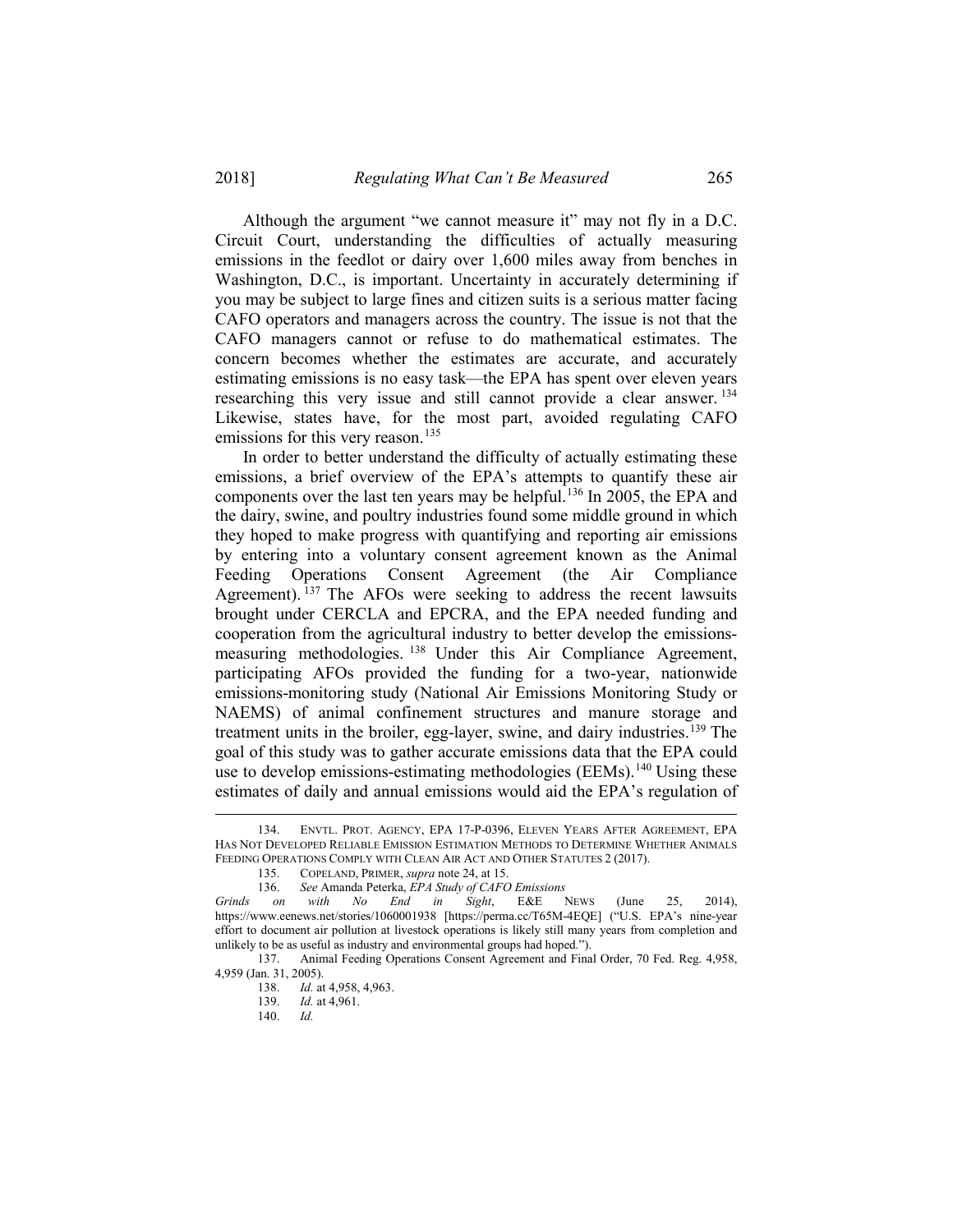Although the argument "we cannot measure it" may not fly in a D.C. Circuit Court, understanding the difficulties of actually measuring emissions in the feedlot or dairy over 1,600 miles away from benches in Washington, D.C., is important. Uncertainty in accurately determining if you may be subject to large fines and citizen suits is a serious matter facing CAFO operators and managers across the country. The issue is not that the CAFO managers cannot or refuse to do mathematical estimates. The concern becomes whether the estimates are accurate, and accurately estimating emissions is no easy task—the EPA has spent over eleven years researching this very issue and still cannot provide a clear answer.[134] Likewise, states have, for the most part, avoided regulating CAFO emissions for this very reason.[135]

In order to better understand the difficulty of actually estimating these emissions, a brief overview of the EPA's attempts to quantify these air components over the last ten years may be helpful.[136] In 2005, the EPA and the dairy, swine, and poultry industries found some middle ground in which they hoped to make progress with quantifying and reporting air emissions by entering into a voluntary consent agreement known as the Animal Feeding Operations Consent Agreement (the Air Compliance Agreement).[137] The AFOs were seeking to address the recent lawsuits brought under CERCLA and EPCRA, and the EPA needed funding and cooperation from the agricultural industry to better develop the emissions-measuring methodologies.[138] Under this Air Compliance Agreement, participating AFOs provided the funding for a two-year, nationwide emissions-monitoring study (National Air Emissions Monitoring Study or NAEMS) of animal confinement structures and manure storage and treatment units in the broiler, egg-layer, swine, and dairy industries.[139] The goal of this study was to gather accurate emissions data that the EPA could use to develop emissions-estimating methodologies (EEMs).[140] Using these estimates of daily and annual emissions would aid the EPA's regulation of

---

134. ENVTL. PROT. AGENCY, EPA 17-P-0396, ELEVEN YEARS AFTER AGREEMENT, EPA HAS NOT DEVELOPED RELIABLE EMISSION ESTIMATION METHODS TO DETERMINE WHETHER ANIMALS FEEDING OPERATIONS COMPLY WITH CLEAN AIR ACT AND OTHER STATUTES 2 (2017).

135. COPELAND, PRIMER, *supra* note 24, at 15.

136. *See* Amanda Peterka, *EPA Study of CAFO Emissions Grinds on with No End in Sight*, E&E NEWS (June 25, 2014), https://www.eenews.net/stories/1060001938 [https://perma.cc/T65M-4EQE] ("U.S. EPA's nine-year effort to document air pollution at livestock operations is likely still many years from completion and unlikely to be as useful as industry and environmental groups had hoped.").

137. Animal Feeding Operations Consent Agreement and Final Order, 70 Fed. Reg. 4,958, 4,959 (Jan. 31, 2005).

138. *Id.* at 4,958, 4,963.

139. *Id.* at 4,961.

140. *Id.*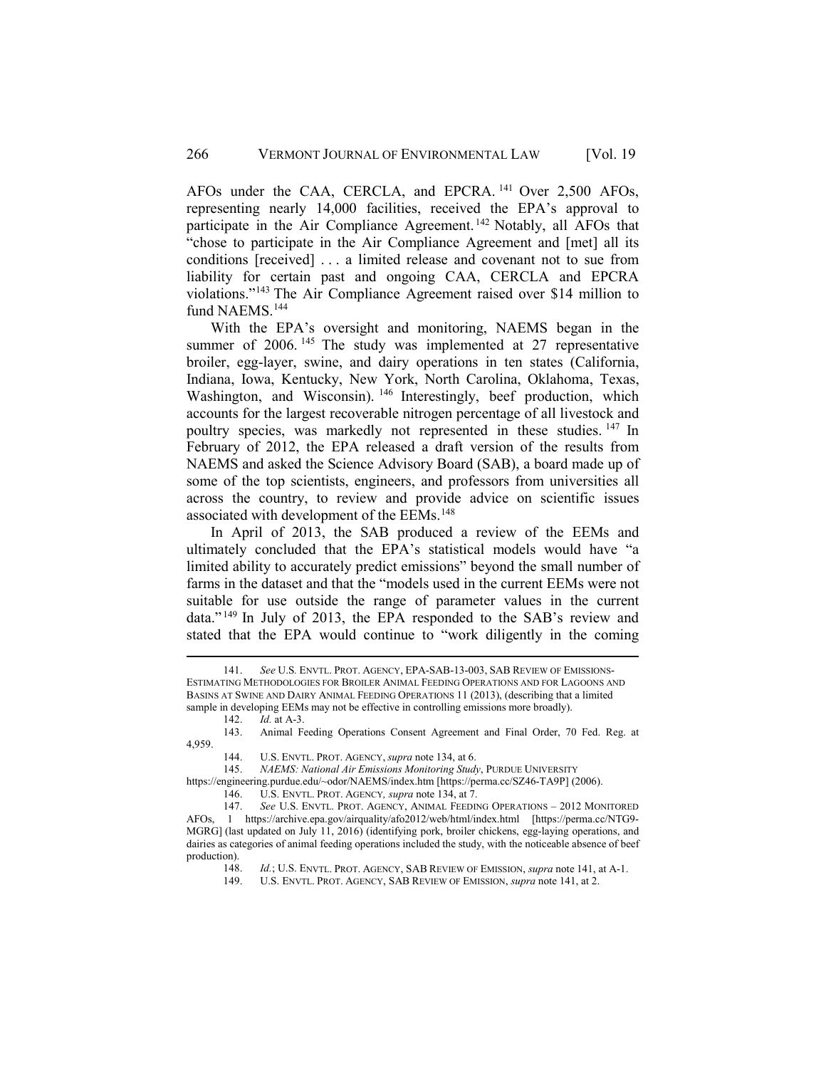AFOs under the CAA, CERCLA, and EPCRA.[141] Over 2,500 AFOs, representing nearly 14,000 facilities, received the EPA's approval to participate in the Air Compliance Agreement.[142] Notably, all AFOs that "chose to participate in the Air Compliance Agreement and [met] all its conditions [received] . . . a limited release and covenant not to sue from liability for certain past and ongoing CAA, CERCLA and EPCRA violations."[143] The Air Compliance Agreement raised over $14 million to fund NAEMS.[144]

With the EPA's oversight and monitoring, NAEMS began in the summer of 2006.[145] The study was implemented at 27 representative broiler, egg-layer, swine, and dairy operations in ten states (California, Indiana, Iowa, Kentucky, New York, North Carolina, Oklahoma, Texas, Washington, and Wisconsin).[146] Interestingly, beef production, which accounts for the largest recoverable nitrogen percentage of all livestock and poultry species, was markedly not represented in these studies.[147] In February of 2012, the EPA released a draft version of the results from NAEMS and asked the Science Advisory Board (SAB), a board made up of some of the top scientists, engineers, and professors from universities all across the country, to review and provide advice on scientific issues associated with development of the EEMs.[148]

In April of 2013, the SAB produced a review of the EEMs and ultimately concluded that the EPA's statistical models would have "a limited ability to accurately predict emissions" beyond the small number of farms in the dataset and that the "models used in the current EEMs were not suitable for use outside the range of parameter values in the current data."[149] In July of 2013, the EPA responded to the SAB's review and stated that the EPA would continue to "work diligently in the coming

---

141. *See* U.S. ENVTL. PROT. AGENCY, EPA-SAB-13-003, SAB REVIEW OF EMISSIONS-ESTIMATING METHODOLOGIES FOR BROILER ANIMAL FEEDING OPERATIONS AND FOR LAGOONS AND BASINS AT SWINE AND DAIRY ANIMAL FEEDING OPERATIONS 11 (2013), (describing that a limited sample in developing EEMs may not be effective in controlling emissions more broadly).

142. *Id.* at A-3.

143. Animal Feeding Operations Consent Agreement and Final Order, 70 Fed. Reg. at 4,959.

144. U.S. ENVTL. PROT. AGENCY, *supra* note 134, at 6.

145. *NAEMS: National Air Emissions Monitoring Study*, PURDUE UNIVERSITY https://engineering.purdue.edu/~odor/NAEMS/index.htm [https://perma.cc/SZ46-TA9P] (2006).

146. U.S. ENVTL. PROT. AGENCY*, supra* note 134, at 7.

147. *See* U.S. ENVTL. PROT. AGENCY, ANIMAL FEEDING OPERATIONS – 2012 MONITORED AFOs, 1 https://archive.epa.gov/airquality/afo2012/web/html/index.html [https://perma.cc/NTG9-MGRG] (last updated on July 11, 2016) (identifying pork, broiler chickens, egg-laying operations, and dairies as categories of animal feeding operations included the study, with the noticeable absence of beef production).

148. *Id.*; U.S. ENVTL. PROT. AGENCY, SAB REVIEW OF EMISSION, *supra* note 141, at A-1.

149. U.S. ENVTL. PROT. AGENCY, SAB REVIEW OF EMISSION, *supra* note 141, at 2.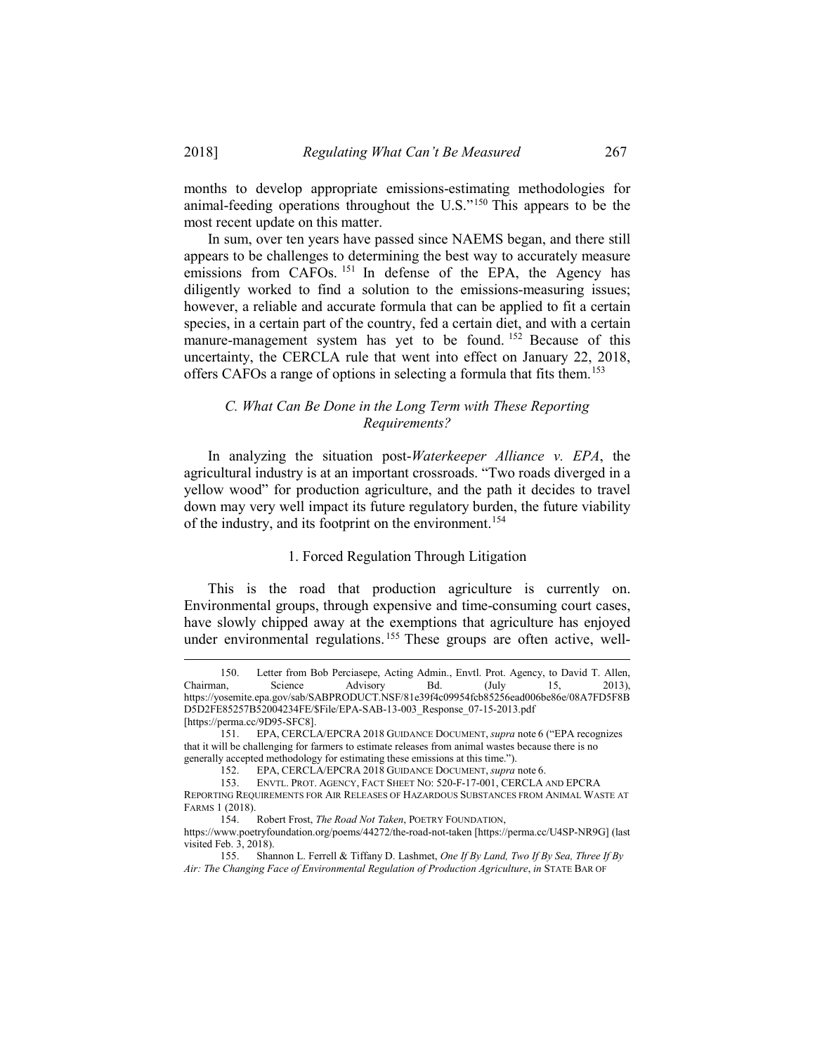months to develop appropriate emissions-estimating methodologies for animal-feeding operations throughout the U.S."[150] This appears to be the most recent update on this matter.

In sum, over ten years have passed since NAEMS began, and there still appears to be challenges to determining the best way to accurately measure emissions from CAFOs.[151] In defense of the EPA, the Agency has diligently worked to find a solution to the emissions-measuring issues; however, a reliable and accurate formula that can be applied to fit a certain species, in a certain part of the country, fed a certain diet, and with a certain manure-management system has yet to be found.[152] Because of this uncertainty, the CERCLA rule that went into effect on January 22, 2018, offers CAFOs a range of options in selecting a formula that fits them.[153]

### *C. What Can Be Done in the Long Term with These Reporting Requirements?*

In analyzing the situation post-*Waterkeeper Alliance v. EPA*, the agricultural industry is at an important crossroads. "Two roads diverged in a yellow wood" for production agriculture, and the path it decides to travel down may very well impact its future regulatory burden, the future viability of the industry, and its footprint on the environment.[154]

#### 1. Forced Regulation Through Litigation

This is the road that production agriculture is currently on. Environmental groups, through expensive and time-consuming court cases, have slowly chipped away at the exemptions that agriculture has enjoyed under environmental regulations.[155] These groups are often active, well-

---

150. Letter from Bob Perciasepe, Acting Admin., Envtl. Prot. Agency, to David T. Allen, Chairman, Science Advisory Bd. (July 15, 2013), https://yosemite.epa.gov/sab/SABPRODUCT.NSF/81e39f4c09954fcb85256ead006be86e/08A7FD5F8BD5D2FE85257B52004234FE/$File/EPA-SAB-13-003_Response_07-15-2013.pdf [https://perma.cc/9D95-SFC8].

151. EPA, CERCLA/EPCRA 2018 GUIDANCE DOCUMENT, *supra* note 6 ("EPA recognizes that it will be challenging for farmers to estimate releases from animal wastes because there is no generally accepted methodology for estimating these emissions at this time.").

152. EPA, CERCLA/EPCRA 2018 GUIDANCE DOCUMENT, *supra* note 6.

153. ENVTL. PROT. AGENCY, FACT SHEET NO: 520-F-17-001, CERCLA AND EPCRA REPORTING REQUIREMENTS FOR AIR RELEASES OF HAZARDOUS SUBSTANCES FROM ANIMAL WASTE AT FARMS 1 (2018).

154. Robert Frost, *The Road Not Taken*, POETRY FOUNDATION, https://www.poetryfoundation.org/poems/44272/the-road-not-taken [https://perma.cc/U4SP-NR9G] (last visited Feb. 3, 2018).

155. Shannon L. Ferrell & Tiffany D. Lashmet, *One If By Land, Two If By Sea, Three If By Air: The Changing Face of Environmental Regulation of Production Agriculture*, *in* STATE BAR OF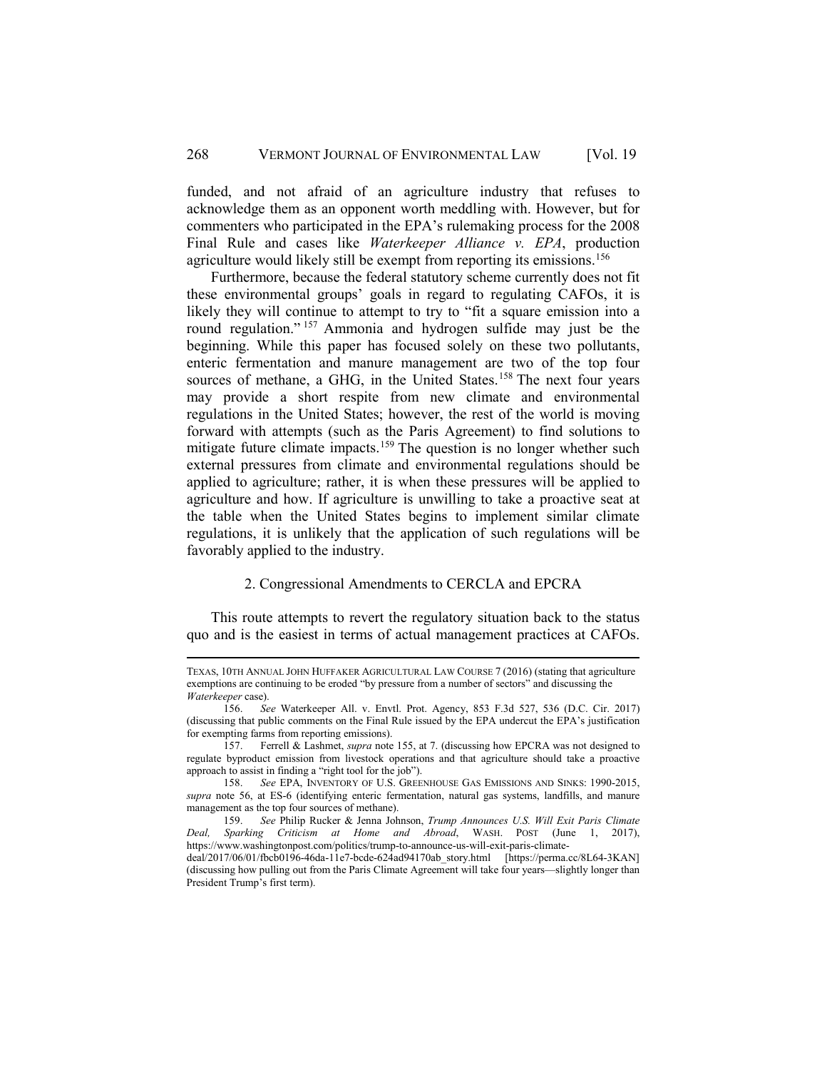funded, and not afraid of an agriculture industry that refuses to acknowledge them as an opponent worth meddling with. However, but for commenters who participated in the EPA's rulemaking process for the 2008 Final Rule and cases like *Waterkeeper Alliance v. EPA*, production agriculture would likely still be exempt from reporting its emissions.[156]

Furthermore, because the federal statutory scheme currently does not fit these environmental groups' goals in regard to regulating CAFOs, it is likely they will continue to attempt to try to "fit a square emission into a round regulation."[157] Ammonia and hydrogen sulfide may just be the beginning. While this paper has focused solely on these two pollutants, enteric fermentation and manure management are two of the top four sources of methane, a GHG, in the United States.[158] The next four years may provide a short respite from new climate and environmental regulations in the United States; however, the rest of the world is moving forward with attempts (such as the Paris Agreement) to find solutions to mitigate future climate impacts.[159] The question is no longer whether such external pressures from climate and environmental regulations should be applied to agriculture; rather, it is when these pressures will be applied to agriculture and how. If agriculture is unwilling to take a proactive seat at the table when the United States begins to implement similar climate regulations, it is unlikely that the application of such regulations will be favorably applied to the industry.

### 2. Congressional Amendments to CERCLA and EPCRA

This route attempts to revert the regulatory situation back to the status quo and is the easiest in terms of actual management practices at CAFOs.

---

TEXAS, 10TH ANNUAL JOHN HUFFAKER AGRICULTURAL LAW COURSE 7 (2016) (stating that agriculture exemptions are continuing to be eroded "by pressure from a number of sectors" and discussing the *Waterkeeper* case).

156. *See* Waterkeeper All. v. Envtl. Prot. Agency, 853 F.3d 527, 536 (D.C. Cir. 2017) (discussing that public comments on the Final Rule issued by the EPA undercut the EPA's justification for exempting farms from reporting emissions).

157. Ferrell & Lashmet, *supra* note 155, at 7. (discussing how EPCRA was not designed to regulate byproduct emission from livestock operations and that agriculture should take a proactive approach to assist in finding a "right tool for the job").

158. *See* EPA, INVENTORY OF U.S. GREENHOUSE GAS EMISSIONS AND SINKS: 1990-2015, *supra* note 56, at ES-6 (identifying enteric fermentation, natural gas systems, landfills, and manure management as the top four sources of methane).

159. *See* Philip Rucker & Jenna Johnson, *Trump Announces U.S. Will Exit Paris Climate Deal, Sparking Criticism at Home and Abroad*, WASH. POST (June 1, 2017), https://www.washingtonpost.com/politics/trump-to-announce-us-will-exit-paris-climate-deal/2017/06/01/fbcb0196-46da-11e7-bcde-624ad94170ab_story.html [https://perma.cc/8L64-3KAN] (discussing how pulling out from the Paris Climate Agreement will take four years—slightly longer than President Trump's first term).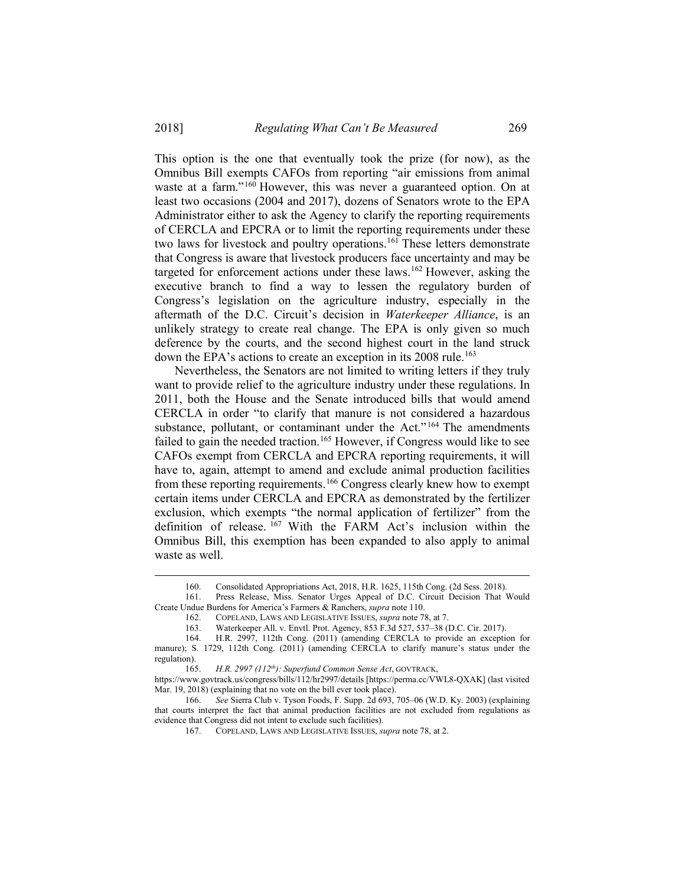This option is the one that eventually took the prize (for now), as the Omnibus Bill exempts CAFOs from reporting "air emissions from animal waste at a farm."[160] However, this was never a guaranteed option. On at least two occasions (2004 and 2017), dozens of Senators wrote to the EPA Administrator either to ask the Agency to clarify the reporting requirements of CERCLA and EPCRA or to limit the reporting requirements under these two laws for livestock and poultry operations.[161] These letters demonstrate that Congress is aware that livestock producers face uncertainty and may be targeted for enforcement actions under these laws.[162] However, asking the executive branch to find a way to lessen the regulatory burden of Congress's legislation on the agriculture industry, especially in the aftermath of the D.C. Circuit's decision in *Waterkeeper Alliance*, is an unlikely strategy to create real change. The EPA is only given so much deference by the courts, and the second highest court in the land struck down the EPA's actions to create an exception in its 2008 rule.[163]

Nevertheless, the Senators are not limited to writing letters if they truly want to provide relief to the agriculture industry under these regulations. In 2011, both the House and the Senate introduced bills that would amend CERCLA in order "to clarify that manure is not considered a hazardous substance, pollutant, or contaminant under the Act."[164] The amendments failed to gain the needed traction.[165] However, if Congress would like to see CAFOs exempt from CERCLA and EPCRA reporting requirements, it will have to, again, attempt to amend and exclude animal production facilities from these reporting requirements.[166] Congress clearly knew how to exempt certain items under CERCLA and EPCRA as demonstrated by the fertilizer exclusion, which exempts "the normal application of fertilizer" from the definition of release.[167] With the FARM Act's inclusion within the Omnibus Bill, this exemption has been expanded to also apply to animal waste as well.

---

160. Consolidated Appropriations Act, 2018, H.R. 1625, 115th Cong. (2d Sess. 2018).

161. Press Release, Miss. Senator Urges Appeal of D.C. Circuit Decision That Would Create Undue Burdens for America's Farmers & Ranchers, *supra* note 110.

162. COPELAND, LAWS AND LEGISLATIVE ISSUES, *supra* note 78, at 7.

163. Waterkeeper All. v. Envtl. Prot. Agency, 853 F.3d 527, 537–38 (D.C. Cir. 2017).

164. H.R. 2997, 112th Cong. (2011) (amending CERCLA to provide an exception for manure); S. 1729, 112th Cong. (2011) (amending CERCLA to clarify manure's status under the regulation).

165. *H.R. 2997 (112th): Superfund Common Sense Act*, GOVTRACK, https://www.govtrack.us/congress/bills/112/hr2997/details [https://perma.cc/VWL8-QXAK] (last visited Mar. 19, 2018) (explaining that no vote on the bill ever took place).

166. *See* Sierra Club v. Tyson Foods, F. Supp. 2d 693, 705–06 (W.D. Ky. 2003) (explaining that courts interpret the fact that animal production facilities are not excluded from regulations as evidence that Congress did not intent to exclude such facilities).

167. COPELAND, LAWS AND LEGISLATIVE ISSUES, *supra* note 78, at 2.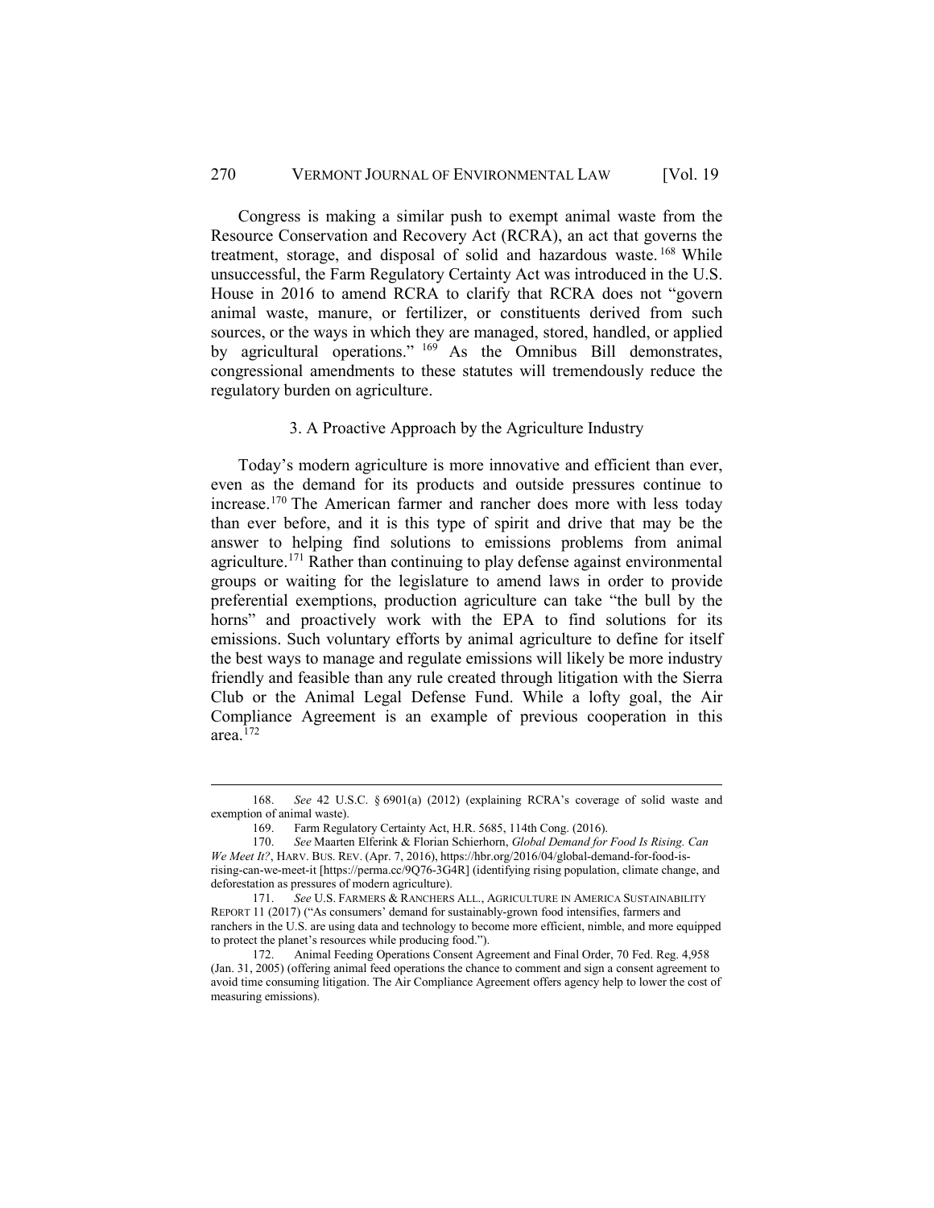Congress is making a similar push to exempt animal waste from the Resource Conservation and Recovery Act (RCRA), an act that governs the treatment, storage, and disposal of solid and hazardous waste.[168] While unsuccessful, the Farm Regulatory Certainty Act was introduced in the U.S. House in 2016 to amend RCRA to clarify that RCRA does not "govern animal waste, manure, or fertilizer, or constituents derived from such sources, or the ways in which they are managed, stored, handled, or applied by agricultural operations."[169] As the Omnibus Bill demonstrates, congressional amendments to these statutes will tremendously reduce the regulatory burden on agriculture.

### 3. A Proactive Approach by the Agriculture Industry

Today's modern agriculture is more innovative and efficient than ever, even as the demand for its products and outside pressures continue to increase.[170] The American farmer and rancher does more with less today than ever before, and it is this type of spirit and drive that may be the answer to helping find solutions to emissions problems from animal agriculture.[171] Rather than continuing to play defense against environmental groups or waiting for the legislature to amend laws in order to provide preferential exemptions, production agriculture can take "the bull by the horns" and proactively work with the EPA to find solutions for its emissions. Such voluntary efforts by animal agriculture to define for itself the best ways to manage and regulate emissions will likely be more industry friendly and feasible than any rule created through litigation with the Sierra Club or the Animal Legal Defense Fund. While a lofty goal, the Air Compliance Agreement is an example of previous cooperation in this area.[172]

---

168. *See* 42 U.S.C. § 6901(a) (2012) (explaining RCRA's coverage of solid waste and exemption of animal waste).

169. Farm Regulatory Certainty Act, H.R. 5685, 114th Cong. (2016).

170. *See* Maarten Elferink & Florian Schierhorn, *Global Demand for Food Is Rising. Can We Meet It?*, HARV. BUS. REV. (Apr. 7, 2016), https://hbr.org/2016/04/global-demand-for-food-is-rising-can-we-meet-it [https://perma.cc/9Q76-3G4R] (identifying rising population, climate change, and deforestation as pressures of modern agriculture).

171. *See* U.S. FARMERS & RANCHERS ALL., AGRICULTURE IN AMERICA SUSTAINABILITY REPORT 11 (2017) ("As consumers' demand for sustainably-grown food intensifies, farmers and ranchers in the U.S. are using data and technology to become more efficient, nimble, and more equipped to protect the planet's resources while producing food.").

172. Animal Feeding Operations Consent Agreement and Final Order, 70 Fed. Reg. 4,958 (Jan. 31, 2005) (offering animal feed operations the chance to comment and sign a consent agreement to avoid time consuming litigation. The Air Compliance Agreement offers agency help to lower the cost of measuring emissions).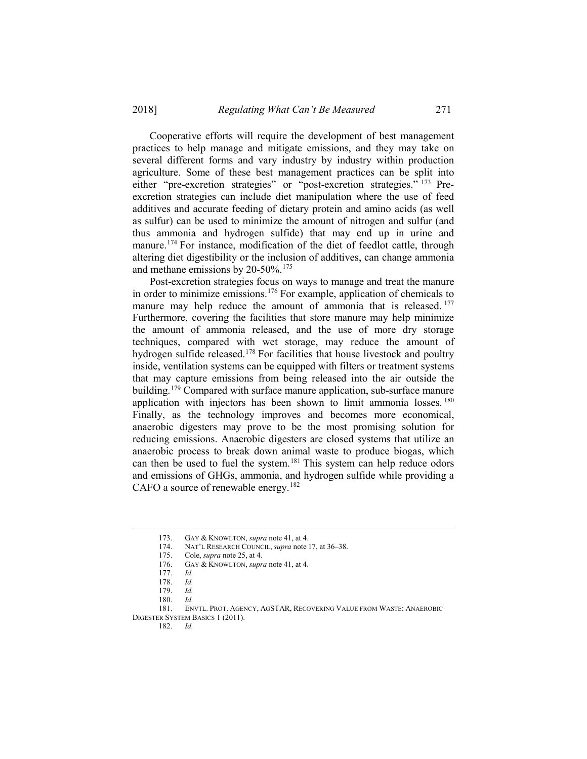Cooperative efforts will require the development of best management practices to help manage and mitigate emissions, and they may take on several different forms and vary industry by industry within production agriculture. Some of these best management practices can be split into either "pre-excretion strategies" or "post-excretion strategies."[173] Pre-excretion strategies can include diet manipulation where the use of feed additives and accurate feeding of dietary protein and amino acids (as well as sulfur) can be used to minimize the amount of nitrogen and sulfur (and thus ammonia and hydrogen sulfide) that may end up in urine and manure.[174] For instance, modification of the diet of feedlot cattle, through altering diet digestibility or the inclusion of additives, can change ammonia and methane emissions by 20-50%.[175]

Post-excretion strategies focus on ways to manage and treat the manure in order to minimize emissions.[176] For example, application of chemicals to manure may help reduce the amount of ammonia that is released.[177] Furthermore, covering the facilities that store manure may help minimize the amount of ammonia released, and the use of more dry storage techniques, compared with wet storage, may reduce the amount of hydrogen sulfide released.[178] For facilities that house livestock and poultry inside, ventilation systems can be equipped with filters or treatment systems that may capture emissions from being released into the air outside the building.[179] Compared with surface manure application, sub-surface manure application with injectors has been shown to limit ammonia losses.[180] Finally, as the technology improves and becomes more economical, anaerobic digesters may prove to be the most promising solution for reducing emissions. Anaerobic digesters are closed systems that utilize an anaerobic process to break down animal waste to produce biogas, which can then be used to fuel the system.[181] This system can help reduce odors and emissions of GHGs, ammonia, and hydrogen sulfide while providing a CAFO a source of renewable energy.[182]

---

173. GAY & KNOWLTON, *supra* note 41, at 4.
174. NAT'L RESEARCH COUNCIL, *supra* note 17, at 36–38.
175. Cole, *supra* note 25, at 4.
176. GAY & KNOWLTON, *supra* note 41, at 4.
177. *Id.*
178. *Id.*
179. *Id.*
180. *Id.*
181. ENVTL. PROT. AGENCY, AGSTAR, RECOVERING VALUE FROM WASTE: ANAEROBIC DIGESTER SYSTEM BASICS 1 (2011).
182. *Id.*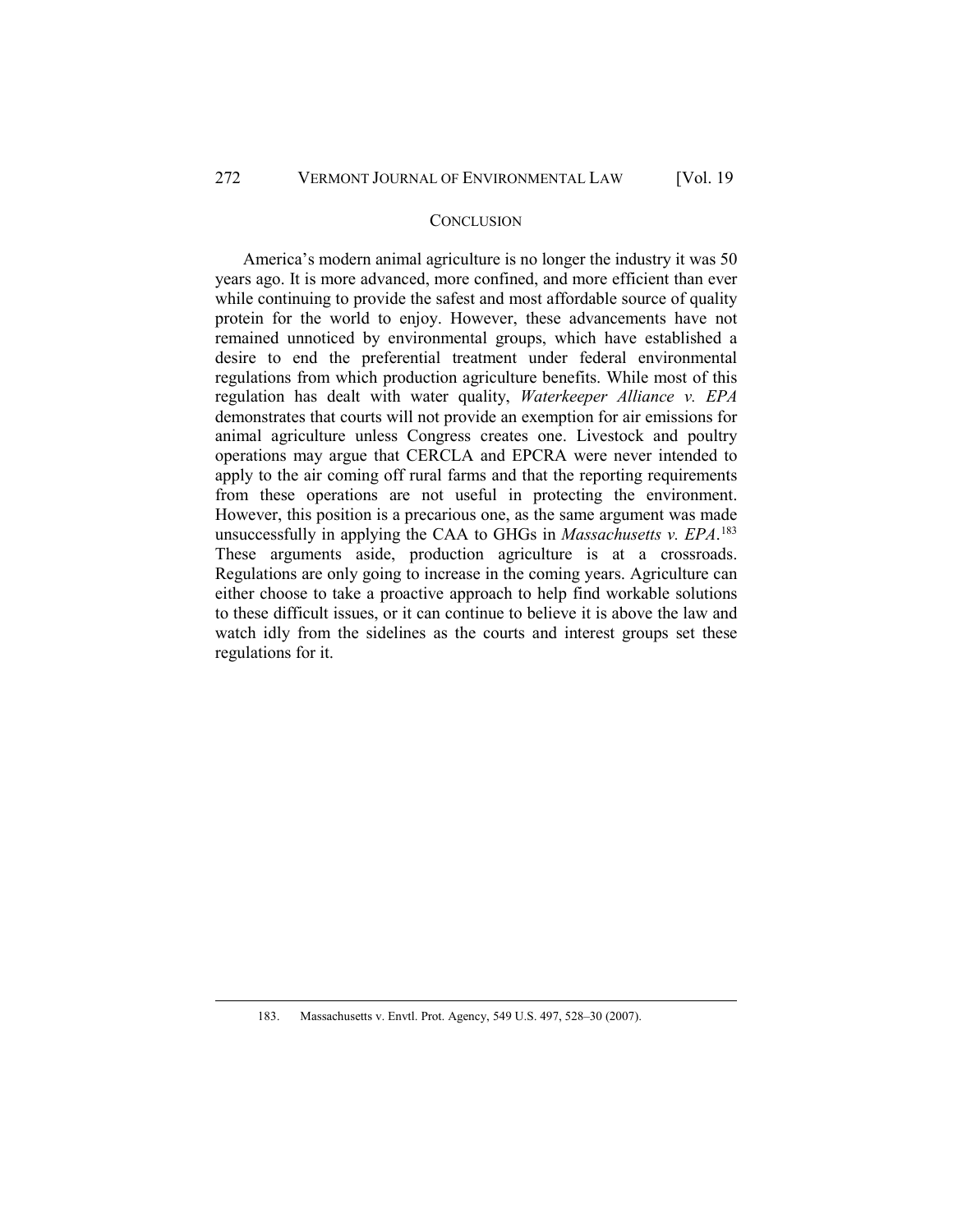## CONCLUSION

America's modern animal agriculture is no longer the industry it was 50 years ago. It is more advanced, more confined, and more efficient than ever while continuing to provide the safest and most affordable source of quality protein for the world to enjoy. However, these advancements have not remained unnoticed by environmental groups, which have established a desire to end the preferential treatment under federal environmental regulations from which production agriculture benefits. While most of this regulation has dealt with water quality, *Waterkeeper Alliance v. EPA* demonstrates that courts will not provide an exemption for air emissions for animal agriculture unless Congress creates one. Livestock and poultry operations may argue that CERCLA and EPCRA were never intended to apply to the air coming off rural farms and that the reporting requirements from these operations are not useful in protecting the environment. However, this position is a precarious one, as the same argument was made unsuccessfully in applying the CAA to GHGs in *Massachusetts v. EPA*.[183] These arguments aside, production agriculture is at a crossroads. Regulations are only going to increase in the coming years. Agriculture can either choose to take a proactive approach to help find workable solutions to these difficult issues, or it can continue to believe it is above the law and watch idly from the sidelines as the courts and interest groups set these regulations for it.

---

183. Massachusetts v. Envtl. Prot. Agency, 549 U.S. 497, 528–30 (2007).